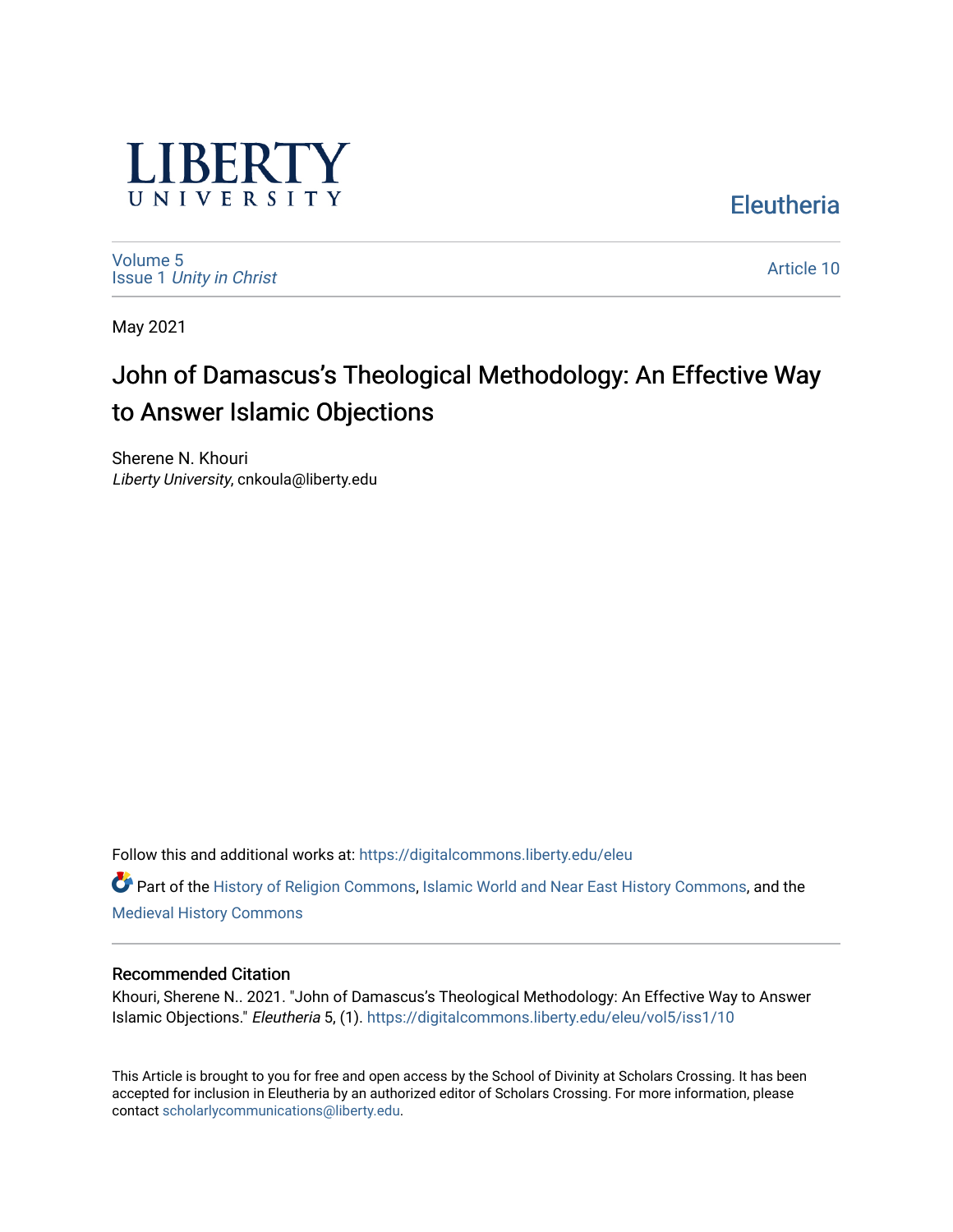LIBERTY UNIVERSITY

Eleutheria

Volume 5
Issue 1 *Unity in Christ*

Article 10

May 2021

# John of Damascus's Theological Methodology: An Effective Way to Answer Islamic Objections

Sherene N. Khouri
*Liberty University*, cnkoula@liberty.edu

Follow this and additional works at: https://digitalcommons.liberty.edu/eleu

Part of the History of Religion Commons, Islamic World and Near East History Commons, and the Medieval History Commons

### Recommended Citation

Khouri, Sherene N.. 2021. "John of Damascus's Theological Methodology: An Effective Way to Answer Islamic Objections." *Eleutheria* 5, (1). https://digitalcommons.liberty.edu/eleu/vol5/iss1/10

This Article is brought to you for free and open access by the School of Divinity at Scholars Crossing. It has been accepted for inclusion in Eleutheria by an authorized editor of Scholars Crossing. For more information, please contact scholarlycommunications@liberty.edu.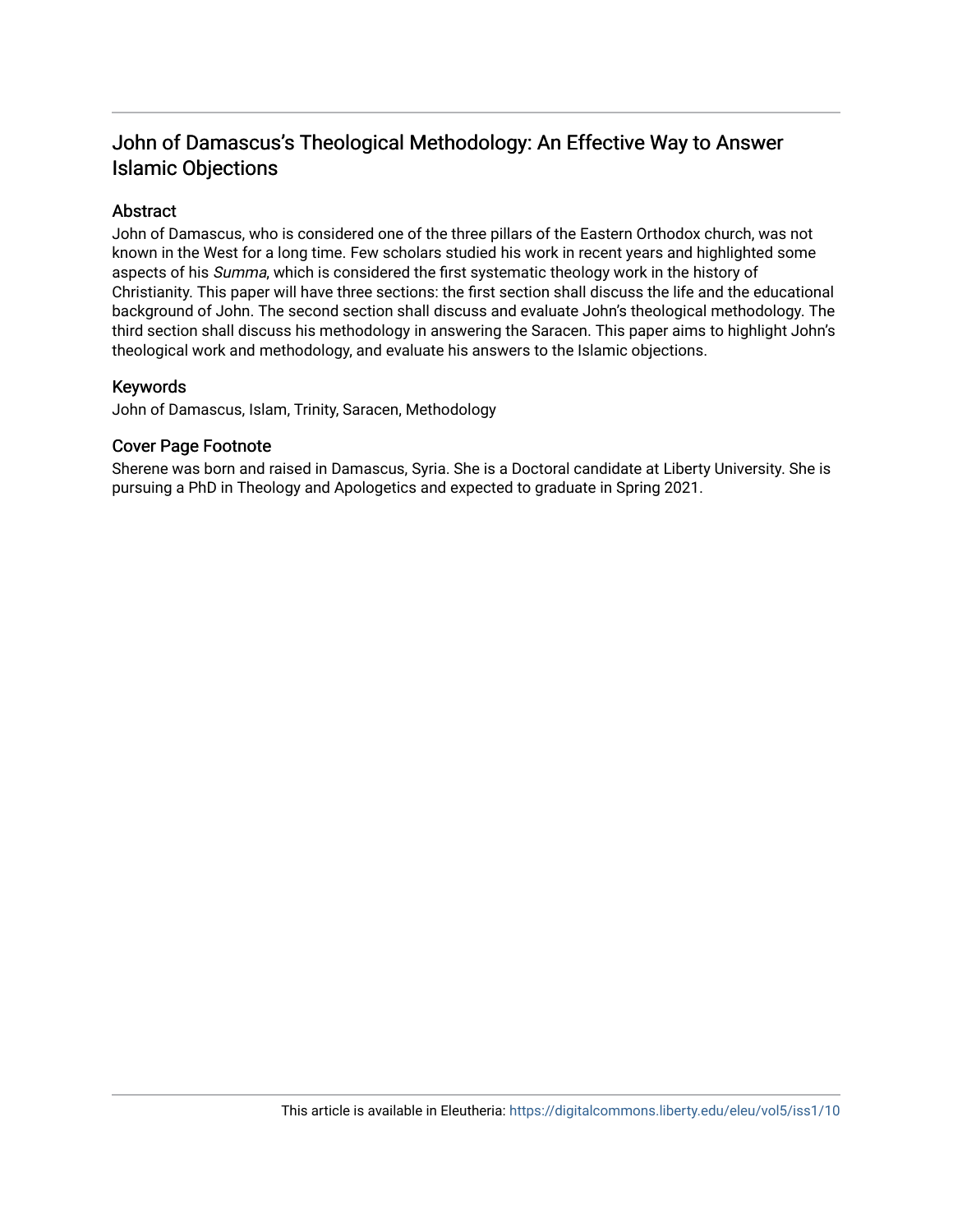# John of Damascus's Theological Methodology: An Effective Way to Answer Islamic Objections

## Abstract

John of Damascus, who is considered one of the three pillars of the Eastern Orthodox church, was not known in the West for a long time. Few scholars studied his work in recent years and highlighted some aspects of his *Summa*, which is considered the first systematic theology work in the history of Christianity. This paper will have three sections: the first section shall discuss the life and the educational background of John. The second section shall discuss and evaluate John's theological methodology. The third section shall discuss his methodology in answering the Saracen. This paper aims to highlight John's theological work and methodology, and evaluate his answers to the Islamic objections.

## Keywords

John of Damascus, Islam, Trinity, Saracen, Methodology

## Cover Page Footnote

Sherene was born and raised in Damascus, Syria. She is a Doctoral candidate at Liberty University. She is pursuing a PhD in Theology and Apologetics and expected to graduate in Spring 2021.

This article is available in Eleutheria: https://digitalcommons.liberty.edu/eleu/vol5/iss1/10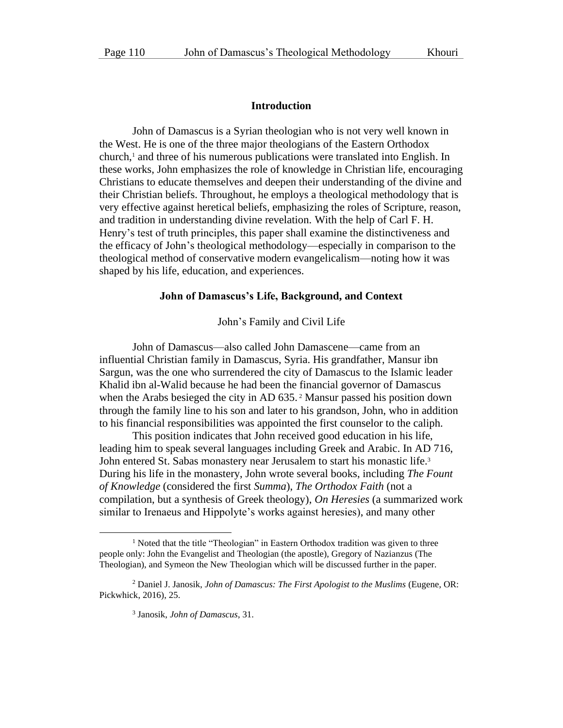## Introduction

John of Damascus is a Syrian theologian who is not very well known in the West. He is one of the three major theologians of the Eastern Orthodox church,[1] and three of his numerous publications were translated into English. In these works, John emphasizes the role of knowledge in Christian life, encouraging Christians to educate themselves and deepen their understanding of the divine and their Christian beliefs. Throughout, he employs a theological methodology that is very effective against heretical beliefs, emphasizing the roles of Scripture, reason, and tradition in understanding divine revelation. With the help of Carl F. H. Henry's test of truth principles, this paper shall examine the distinctiveness and the efficacy of John's theological methodology—especially in comparison to the theological method of conservative modern evangelicalism—noting how it was shaped by his life, education, and experiences.

## John of Damascus's Life, Background, and Context

### John's Family and Civil Life

John of Damascus—also called John Damascene—came from an influential Christian family in Damascus, Syria. His grandfather, Mansur ibn Sargun, was the one who surrendered the city of Damascus to the Islamic leader Khalid ibn al-Walid because he had been the financial governor of Damascus when the Arabs besieged the city in AD 635.[2] Mansur passed his position down through the family line to his son and later to his grandson, John, who in addition to his financial responsibilities was appointed the first counselor to the caliph.

This position indicates that John received good education in his life, leading him to speak several languages including Greek and Arabic. In AD 716, John entered St. Sabas monastery near Jerusalem to start his monastic life.[3] During his life in the monastery, John wrote several books, including *The Fount of Knowledge* (considered the first *Summa*), *The Orthodox Faith* (not a compilation, but a synthesis of Greek theology), *On Heresies* (a summarized work similar to Irenaeus and Hippolyte's works against heresies), and many other

---

[1] Noted that the title "Theologian" in Eastern Orthodox tradition was given to three people only: John the Evangelist and Theologian (the apostle), Gregory of Nazianzus (The Theologian), and Symeon the New Theologian which will be discussed further in the paper.

[2] Daniel J. Janosik, *John of Damascus: The First Apologist to the Muslims* (Eugene, OR: Pickwhick, 2016), 25.

[3] Janosik, *John of Damascus*, 31.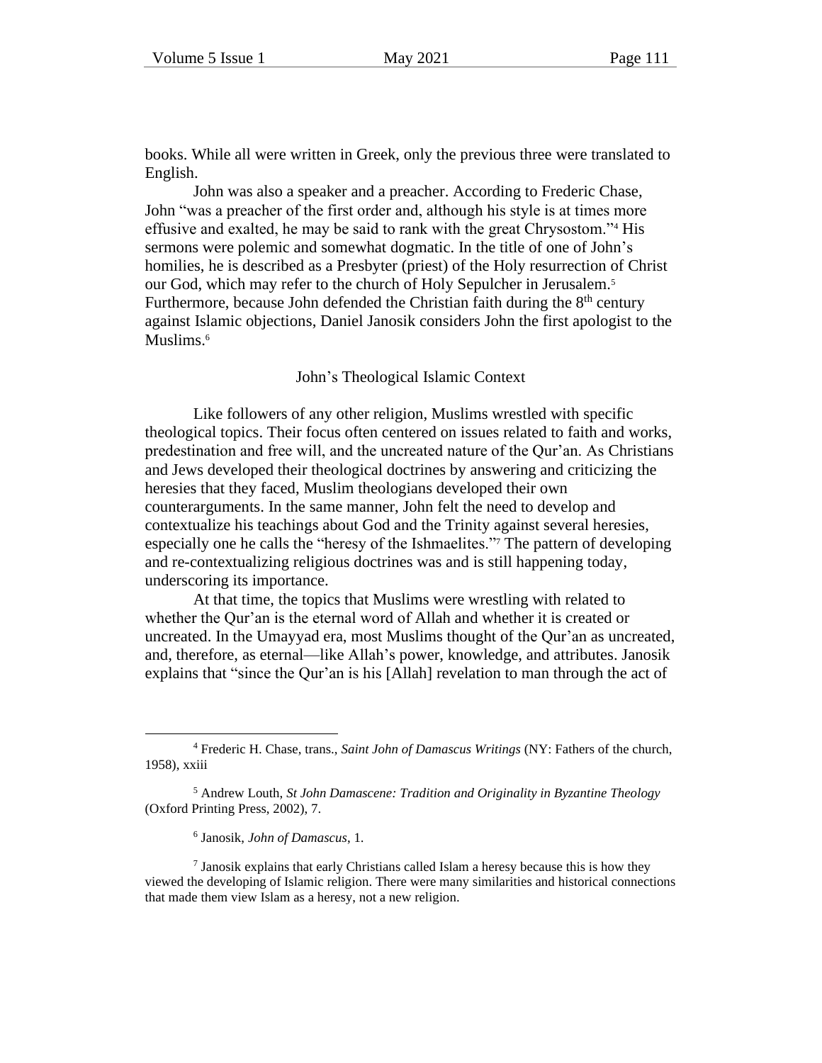books. While all were written in Greek, only the previous three were translated to English.

John was also a speaker and a preacher. According to Frederic Chase, John "was a preacher of the first order and, although his style is at times more effusive and exalted, he may be said to rank with the great Chrysostom."[4] His sermons were polemic and somewhat dogmatic. In the title of one of John's homilies, he is described as a Presbyter (priest) of the Holy resurrection of Christ our God, which may refer to the church of Holy Sepulcher in Jerusalem.[5] Furthermore, because John defended the Christian faith during the 8th century against Islamic objections, Daniel Janosik considers John the first apologist to the Muslims.[6]

## John's Theological Islamic Context

Like followers of any other religion, Muslims wrestled with specific theological topics. Their focus often centered on issues related to faith and works, predestination and free will, and the uncreated nature of the Qur'an. As Christians and Jews developed their theological doctrines by answering and criticizing the heresies that they faced, Muslim theologians developed their own counterarguments. In the same manner, John felt the need to develop and contextualize his teachings about God and the Trinity against several heresies, especially one he calls the "heresy of the Ishmaelites."[7] The pattern of developing and re-contextualizing religious doctrines was and is still happening today, underscoring its importance.

At that time, the topics that Muslims were wrestling with related to whether the Qur'an is the eternal word of Allah and whether it is created or uncreated. In the Umayyad era, most Muslims thought of the Qur'an as uncreated, and, therefore, as eternal—like Allah's power, knowledge, and attributes. Janosik explains that "since the Qur'an is his [Allah] revelation to man through the act of

---

[4] Frederic H. Chase, trans., *Saint John of Damascus Writings* (NY: Fathers of the church, 1958), xxiii

[5] Andrew Louth, *St John Damascene: Tradition and Originality in Byzantine Theology* (Oxford Printing Press, 2002), 7.

[6] Janosik, *John of Damascus*, 1.

[7] Janosik explains that early Christians called Islam a heresy because this is how they viewed the developing of Islamic religion. There were many similarities and historical connections that made them view Islam as a heresy, not a new religion.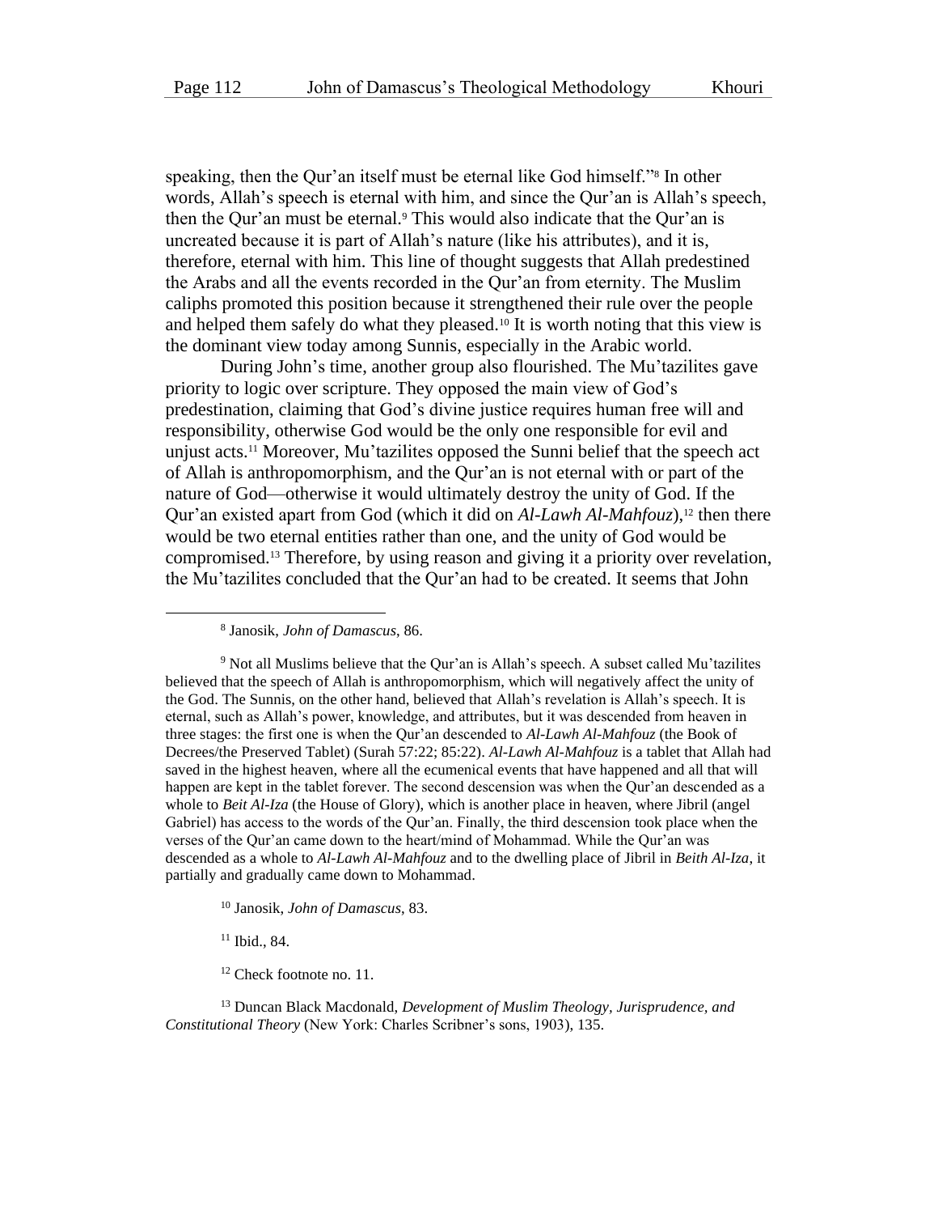speaking, then the Qur'an itself must be eternal like God himself."[8] In other words, Allah's speech is eternal with him, and since the Qur'an is Allah's speech, then the Qur'an must be eternal.[9] This would also indicate that the Qur'an is uncreated because it is part of Allah's nature (like his attributes), and it is, therefore, eternal with him. This line of thought suggests that Allah predestined the Arabs and all the events recorded in the Qur'an from eternity. The Muslim caliphs promoted this position because it strengthened their rule over the people and helped them safely do what they pleased.[10] It is worth noting that this view is the dominant view today among Sunnis, especially in the Arabic world.

During John's time, another group also flourished. The Mu'tazilites gave priority to logic over scripture. They opposed the main view of God's predestination, claiming that God's divine justice requires human free will and responsibility, otherwise God would be the only one responsible for evil and unjust acts.[11] Moreover, Mu'tazilites opposed the Sunni belief that the speech act of Allah is anthropomorphism, and the Qur'an is not eternal with or part of the nature of God—otherwise it would ultimately destroy the unity of God. If the Qur'an existed apart from God (which it did on *Al-Lawh Al-Mahfouz*),[12] then there would be two eternal entities rather than one, and the unity of God would be compromised.[13] Therefore, by using reason and giving it a priority over revelation, the Mu'tazilites concluded that the Qur'an had to be created. It seems that John

---

[8] Janosik, *John of Damascus*, 86.

[9] Not all Muslims believe that the Qur'an is Allah's speech. A subset called Mu'tazilites believed that the speech of Allah is anthropomorphism, which will negatively affect the unity of the God. The Sunnis, on the other hand, believed that Allah's revelation is Allah's speech. It is eternal, such as Allah's power, knowledge, and attributes, but it was descended from heaven in three stages: the first one is when the Qur'an descended to *Al-Lawh Al-Mahfouz* (the Book of Decrees/the Preserved Tablet) (Surah 57:22; 85:22). *Al-Lawh Al-Mahfouz* is a tablet that Allah had saved in the highest heaven, where all the ecumenical events that have happened and all that will happen are kept in the tablet forever. The second descension was when the Qur'an descended as a whole to *Beit Al-Iza* (the House of Glory), which is another place in heaven, where Jibril (angel Gabriel) has access to the words of the Qur'an. Finally, the third descension took place when the verses of the Qur'an came down to the heart/mind of Mohammad. While the Qur'an was descended as a whole to *Al-Lawh Al-Mahfouz* and to the dwelling place of Jibril in *Beith Al-Iza*, it partially and gradually came down to Mohammad.

[10] Janosik, *John of Damascus*, 83.

[11] Ibid., 84.

[12] Check footnote no. 11.

[13] Duncan Black Macdonald, *Development of Muslim Theology, Jurisprudence, and Constitutional Theory* (New York: Charles Scribner's sons, 1903), 135.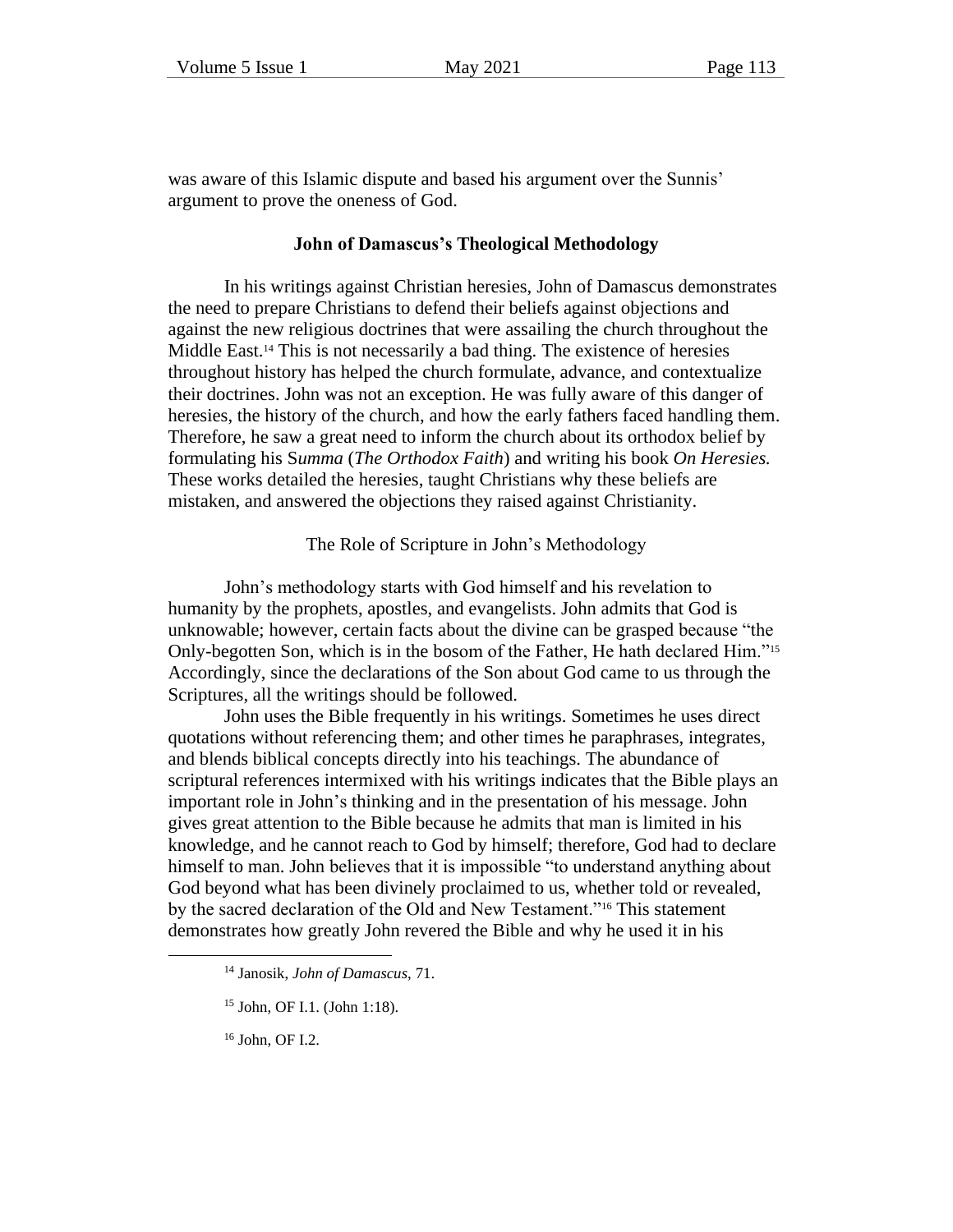was aware of this Islamic dispute and based his argument over the Sunnis' argument to prove the oneness of God.

## John of Damascus's Theological Methodology

In his writings against Christian heresies, John of Damascus demonstrates the need to prepare Christians to defend their beliefs against objections and against the new religious doctrines that were assailing the church throughout the Middle East.[14] This is not necessarily a bad thing. The existence of heresies throughout history has helped the church formulate, advance, and contextualize their doctrines. John was not an exception. He was fully aware of this danger of heresies, the history of the church, and how the early fathers faced handling them. Therefore, he saw a great need to inform the church about its orthodox belief by formulating his S*umma* (*The Orthodox Faith*) and writing his book *On Heresies.* These works detailed the heresies, taught Christians why these beliefs are mistaken, and answered the objections they raised against Christianity.

### The Role of Scripture in John's Methodology

John's methodology starts with God himself and his revelation to humanity by the prophets, apostles, and evangelists. John admits that God is unknowable; however, certain facts about the divine can be grasped because "the Only-begotten Son, which is in the bosom of the Father, He hath declared Him."[15] Accordingly, since the declarations of the Son about God came to us through the Scriptures, all the writings should be followed.

John uses the Bible frequently in his writings. Sometimes he uses direct quotations without referencing them; and other times he paraphrases, integrates, and blends biblical concepts directly into his teachings. The abundance of scriptural references intermixed with his writings indicates that the Bible plays an important role in John's thinking and in the presentation of his message. John gives great attention to the Bible because he admits that man is limited in his knowledge, and he cannot reach to God by himself; therefore, God had to declare himself to man. John believes that it is impossible "to understand anything about God beyond what has been divinely proclaimed to us, whether told or revealed, by the sacred declaration of the Old and New Testament."[16] This statement demonstrates how greatly John revered the Bible and why he used it in his

---

[14] Janosik, *John of Damascus*, 71.

[15] John, OF I.1. (John 1:18).

[16] John, OF I.2.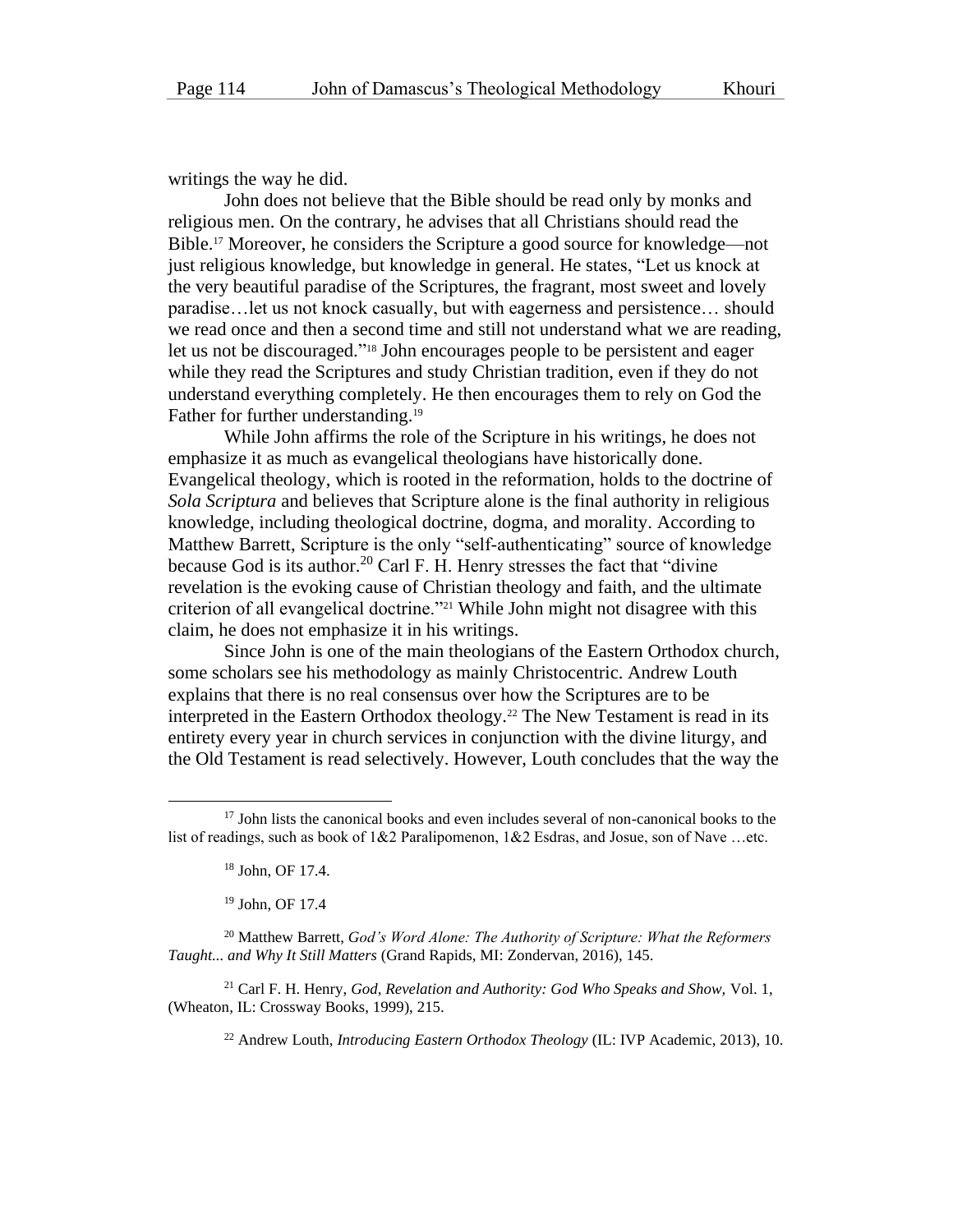writings the way he did.

John does not believe that the Bible should be read only by monks and religious men. On the contrary, he advises that all Christians should read the Bible.[17] Moreover, he considers the Scripture a good source for knowledge—not just religious knowledge, but knowledge in general. He states, "Let us knock at the very beautiful paradise of the Scriptures, the fragrant, most sweet and lovely paradise…let us not knock casually, but with eagerness and persistence… should we read once and then a second time and still not understand what we are reading, let us not be discouraged."[18] John encourages people to be persistent and eager while they read the Scriptures and study Christian tradition, even if they do not understand everything completely. He then encourages them to rely on God the Father for further understanding.[19]

While John affirms the role of the Scripture in his writings, he does not emphasize it as much as evangelical theologians have historically done. Evangelical theology, which is rooted in the reformation, holds to the doctrine of *Sola Scriptura* and believes that Scripture alone is the final authority in religious knowledge, including theological doctrine, dogma, and morality. According to Matthew Barrett, Scripture is the only "self-authenticating" source of knowledge because God is its author.[20] Carl F. H. Henry stresses the fact that "divine revelation is the evoking cause of Christian theology and faith, and the ultimate criterion of all evangelical doctrine."[21] While John might not disagree with this claim, he does not emphasize it in his writings.

Since John is one of the main theologians of the Eastern Orthodox church, some scholars see his methodology as mainly Christocentric. Andrew Louth explains that there is no real consensus over how the Scriptures are to be interpreted in the Eastern Orthodox theology.[22] The New Testament is read in its entirety every year in church services in conjunction with the divine liturgy, and the Old Testament is read selectively. However, Louth concludes that the way the

---

[17] John lists the canonical books and even includes several of non-canonical books to the list of readings, such as book of 1&2 Paralipomenon, 1&2 Esdras, and Josue, son of Nave …etc.

[18] John, OF 17.4.

[19] John, OF 17.4

[20] Matthew Barrett, *God's Word Alone: The Authority of Scripture: What the Reformers Taught... and Why It Still Matters* (Grand Rapids, MI: Zondervan, 2016), 145.

[21] Carl F. H. Henry, *God, Revelation and Authority: God Who Speaks and Show,* Vol. 1, (Wheaton, IL: Crossway Books, 1999), 215.

[22] Andrew Louth, *Introducing Eastern Orthodox Theology* (IL: IVP Academic, 2013), 10.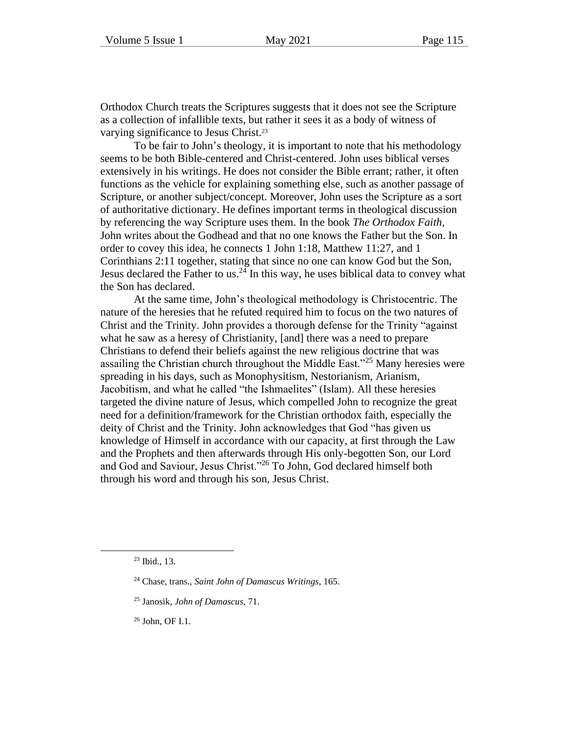Orthodox Church treats the Scriptures suggests that it does not see the Scripture as a collection of infallible texts, but rather it sees it as a body of witness of varying significance to Jesus Christ.[23]

To be fair to John's theology, it is important to note that his methodology seems to be both Bible-centered and Christ-centered. John uses biblical verses extensively in his writings. He does not consider the Bible errant; rather, it often functions as the vehicle for explaining something else, such as another passage of Scripture, or another subject/concept. Moreover, John uses the Scripture as a sort of authoritative dictionary. He defines important terms in theological discussion by referencing the way Scripture uses them. In the book *The Orthodox Faith*, John writes about the Godhead and that no one knows the Father but the Son. In order to covey this idea, he connects 1 John 1:18, Matthew 11:27, and 1 Corinthians 2:11 together, stating that since no one can know God but the Son, Jesus declared the Father to us.[24] In this way, he uses biblical data to convey what the Son has declared.

At the same time, John's theological methodology is Christocentric. The nature of the heresies that he refuted required him to focus on the two natures of Christ and the Trinity. John provides a thorough defense for the Trinity "against what he saw as a heresy of Christianity, [and] there was a need to prepare Christians to defend their beliefs against the new religious doctrine that was assailing the Christian church throughout the Middle East."[25] Many heresies were spreading in his days, such as Monophysitism, Nestorianism, Arianism, Jacobitism, and what he called "the Ishmaelites" (Islam). All these heresies targeted the divine nature of Jesus, which compelled John to recognize the great need for a definition/framework for the Christian orthodox faith, especially the deity of Christ and the Trinity. John acknowledges that God "has given us knowledge of Himself in accordance with our capacity, at first through the Law and the Prophets and then afterwards through His only-begotten Son, our Lord and God and Saviour, Jesus Christ."[26] To John, God declared himself both through his word and through his son, Jesus Christ.

---

[23] Ibid., 13.

[24] Chase, trans., *Saint John of Damascus Writings*, 165.

[25] Janosik, *John of Damascus*, 71.

[26] John, OF I.1.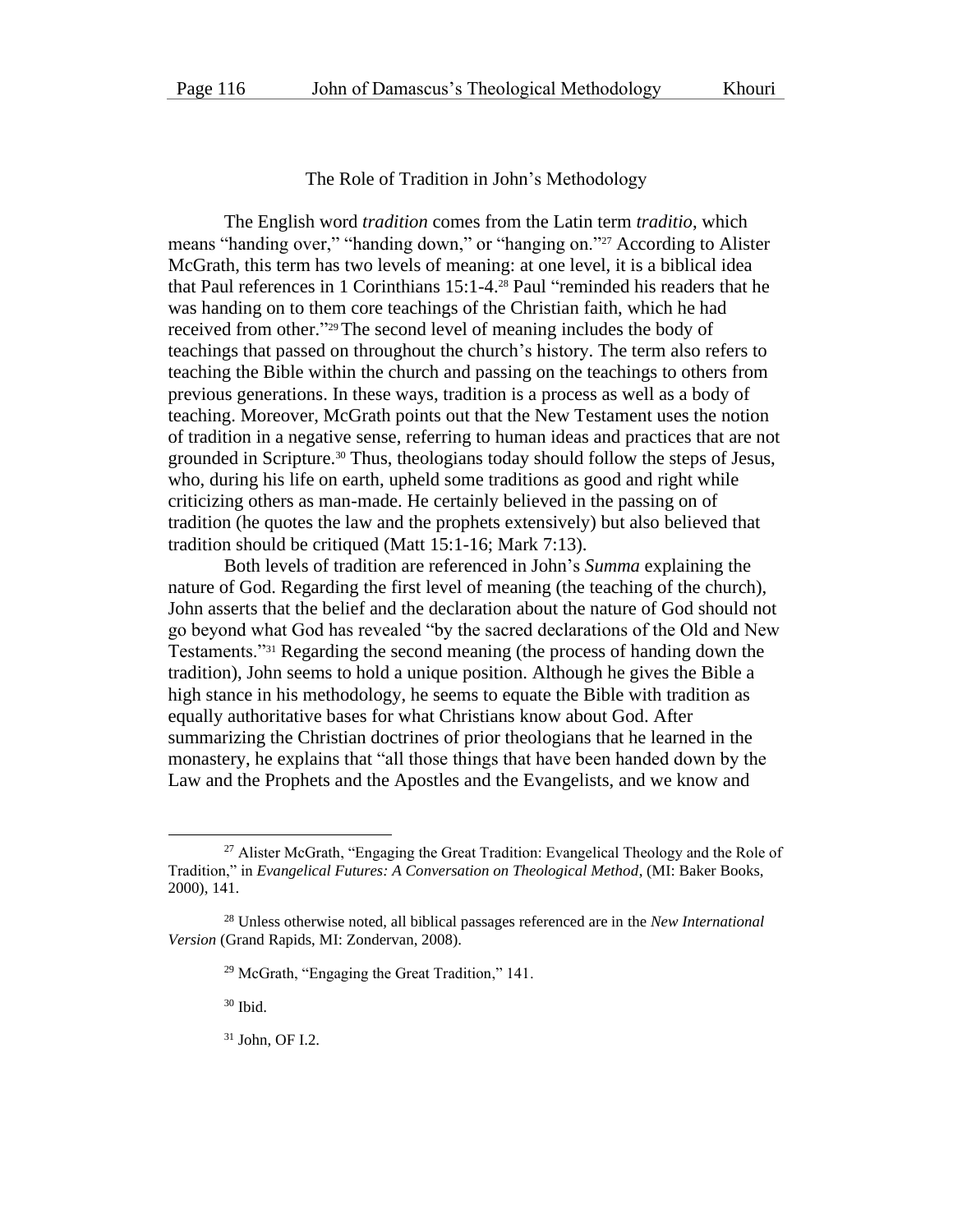## The Role of Tradition in John's Methodology

The English word *tradition* comes from the Latin term *traditio*, which means "handing over," "handing down," or "hanging on."[27] According to Alister McGrath, this term has two levels of meaning: at one level, it is a biblical idea that Paul references in 1 Corinthians 15:1-4.[28] Paul "reminded his readers that he was handing on to them core teachings of the Christian faith, which he had received from other."[29] The second level of meaning includes the body of teachings that passed on throughout the church's history. The term also refers to teaching the Bible within the church and passing on the teachings to others from previous generations. In these ways, tradition is a process as well as a body of teaching. Moreover, McGrath points out that the New Testament uses the notion of tradition in a negative sense, referring to human ideas and practices that are not grounded in Scripture.[30] Thus, theologians today should follow the steps of Jesus, who, during his life on earth, upheld some traditions as good and right while criticizing others as man-made. He certainly believed in the passing on of tradition (he quotes the law and the prophets extensively) but also believed that tradition should be critiqued (Matt 15:1-16; Mark 7:13).

Both levels of tradition are referenced in John's *Summa* explaining the nature of God. Regarding the first level of meaning (the teaching of the church), John asserts that the belief and the declaration about the nature of God should not go beyond what God has revealed "by the sacred declarations of the Old and New Testaments."[31] Regarding the second meaning (the process of handing down the tradition), John seems to hold a unique position. Although he gives the Bible a high stance in his methodology, he seems to equate the Bible with tradition as equally authoritative bases for what Christians know about God. After summarizing the Christian doctrines of prior theologians that he learned in the monastery, he explains that "all those things that have been handed down by the Law and the Prophets and the Apostles and the Evangelists, and we know and

---

[27] Alister McGrath, "Engaging the Great Tradition: Evangelical Theology and the Role of Tradition," in *Evangelical Futures: A Conversation on Theological Method*, (MI: Baker Books, 2000), 141.

[28] Unless otherwise noted, all biblical passages referenced are in the *New International Version* (Grand Rapids, MI: Zondervan, 2008).

[29] McGrath, "Engaging the Great Tradition," 141.

[30] Ibid.

[31] John, OF I.2.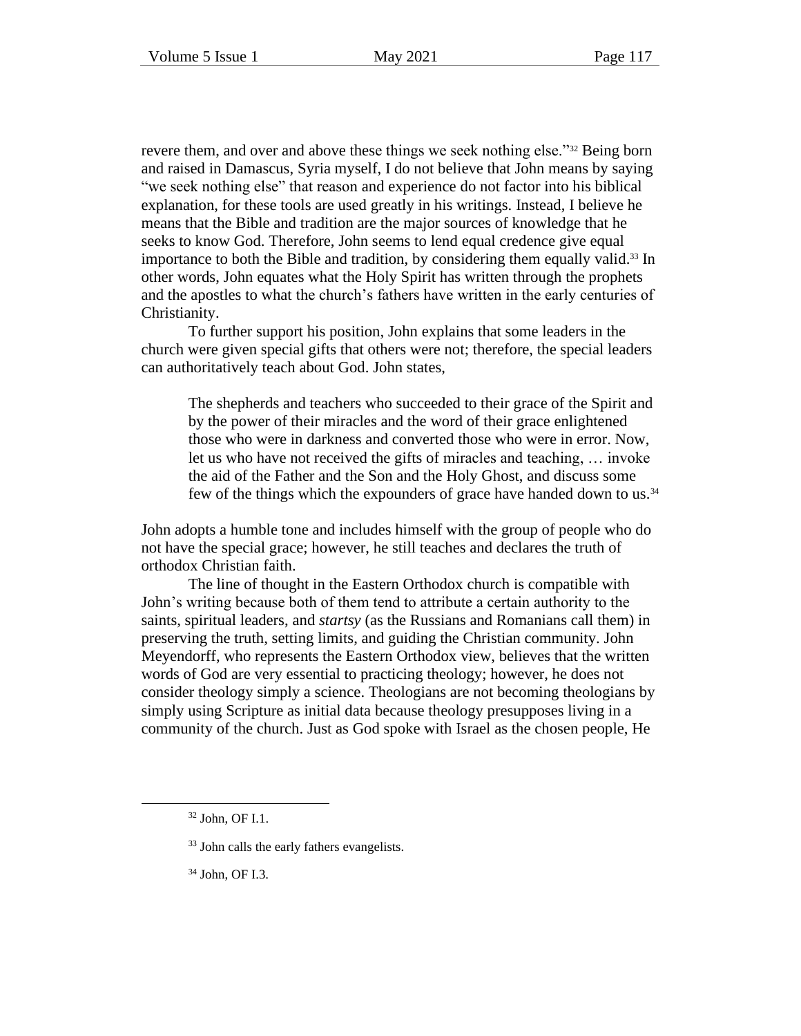revere them, and over and above these things we seek nothing else."[32] Being born and raised in Damascus, Syria myself, I do not believe that John means by saying "we seek nothing else" that reason and experience do not factor into his biblical explanation, for these tools are used greatly in his writings. Instead, I believe he means that the Bible and tradition are the major sources of knowledge that he seeks to know God. Therefore, John seems to lend equal credence give equal importance to both the Bible and tradition, by considering them equally valid.[33] In other words, John equates what the Holy Spirit has written through the prophets and the apostles to what the church's fathers have written in the early centuries of Christianity.

To further support his position, John explains that some leaders in the church were given special gifts that others were not; therefore, the special leaders can authoritatively teach about God. John states,

> The shepherds and teachers who succeeded to their grace of the Spirit and by the power of their miracles and the word of their grace enlightened those who were in darkness and converted those who were in error. Now, let us who have not received the gifts of miracles and teaching, … invoke the aid of the Father and the Son and the Holy Ghost, and discuss some few of the things which the expounders of grace have handed down to us.[34]

John adopts a humble tone and includes himself with the group of people who do not have the special grace; however, he still teaches and declares the truth of orthodox Christian faith.

The line of thought in the Eastern Orthodox church is compatible with John's writing because both of them tend to attribute a certain authority to the saints, spiritual leaders, and *startsy* (as the Russians and Romanians call them) in preserving the truth, setting limits, and guiding the Christian community. John Meyendorff, who represents the Eastern Orthodox view, believes that the written words of God are very essential to practicing theology; however, he does not consider theology simply a science. Theologians are not becoming theologians by simply using Scripture as initial data because theology presupposes living in a community of the church. Just as God spoke with Israel as the chosen people, He

---

[32] John, OF I.1.

[33] John calls the early fathers evangelists.

[34] John, OF I.3.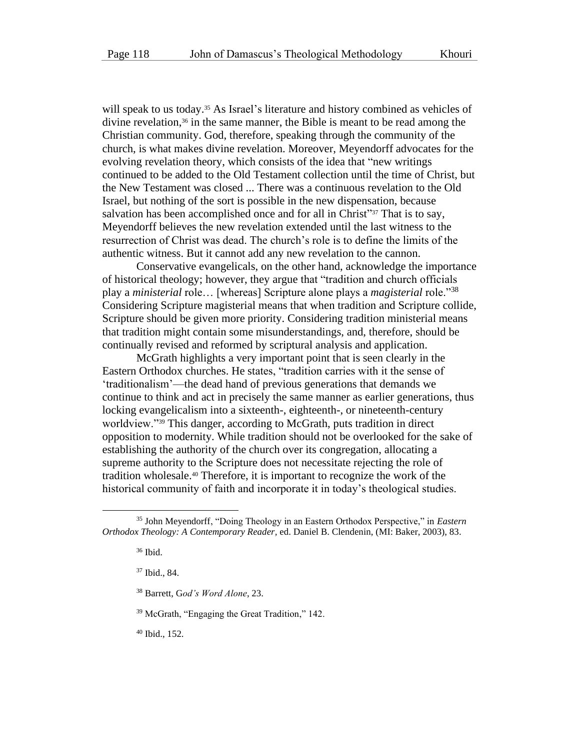will speak to us today.[35] As Israel's literature and history combined as vehicles of divine revelation,[36] in the same manner, the Bible is meant to be read among the Christian community. God, therefore, speaking through the community of the church, is what makes divine revelation. Moreover, Meyendorff advocates for the evolving revelation theory, which consists of the idea that "new writings continued to be added to the Old Testament collection until the time of Christ, but the New Testament was closed ... There was a continuous revelation to the Old Israel, but nothing of the sort is possible in the new dispensation, because salvation has been accomplished once and for all in Christ"[37] That is to say, Meyendorff believes the new revelation extended until the last witness to the resurrection of Christ was dead. The church's role is to define the limits of the authentic witness. But it cannot add any new revelation to the cannon.

Conservative evangelicals, on the other hand, acknowledge the importance of historical theology; however, they argue that "tradition and church officials play a *ministerial* role… [whereas] Scripture alone plays a *magisterial* role."[38] Considering Scripture magisterial means that when tradition and Scripture collide, Scripture should be given more priority. Considering tradition ministerial means that tradition might contain some misunderstandings, and, therefore, should be continually revised and reformed by scriptural analysis and application.

McGrath highlights a very important point that is seen clearly in the Eastern Orthodox churches. He states, "tradition carries with it the sense of 'traditionalism'—the dead hand of previous generations that demands we continue to think and act in precisely the same manner as earlier generations, thus locking evangelicalism into a sixteenth-, eighteenth-, or nineteenth-century worldview."[39] This danger, according to McGrath, puts tradition in direct opposition to modernity. While tradition should not be overlooked for the sake of establishing the authority of the church over its congregation, allocating a supreme authority to the Scripture does not necessitate rejecting the role of tradition wholesale.[40] Therefore, it is important to recognize the work of the historical community of faith and incorporate it in today's theological studies.

---

[35] John Meyendorff, "Doing Theology in an Eastern Orthodox Perspective," in *Eastern Orthodox Theology: A Contemporary Reader,* ed. Daniel B. Clendenin, (MI: Baker, 2003), 83.

[36] Ibid.

[37] Ibid., 84.

[38] Barrett, G*od's Word Alone*, 23.

[39] McGrath, "Engaging the Great Tradition," 142.

[40] Ibid., 152.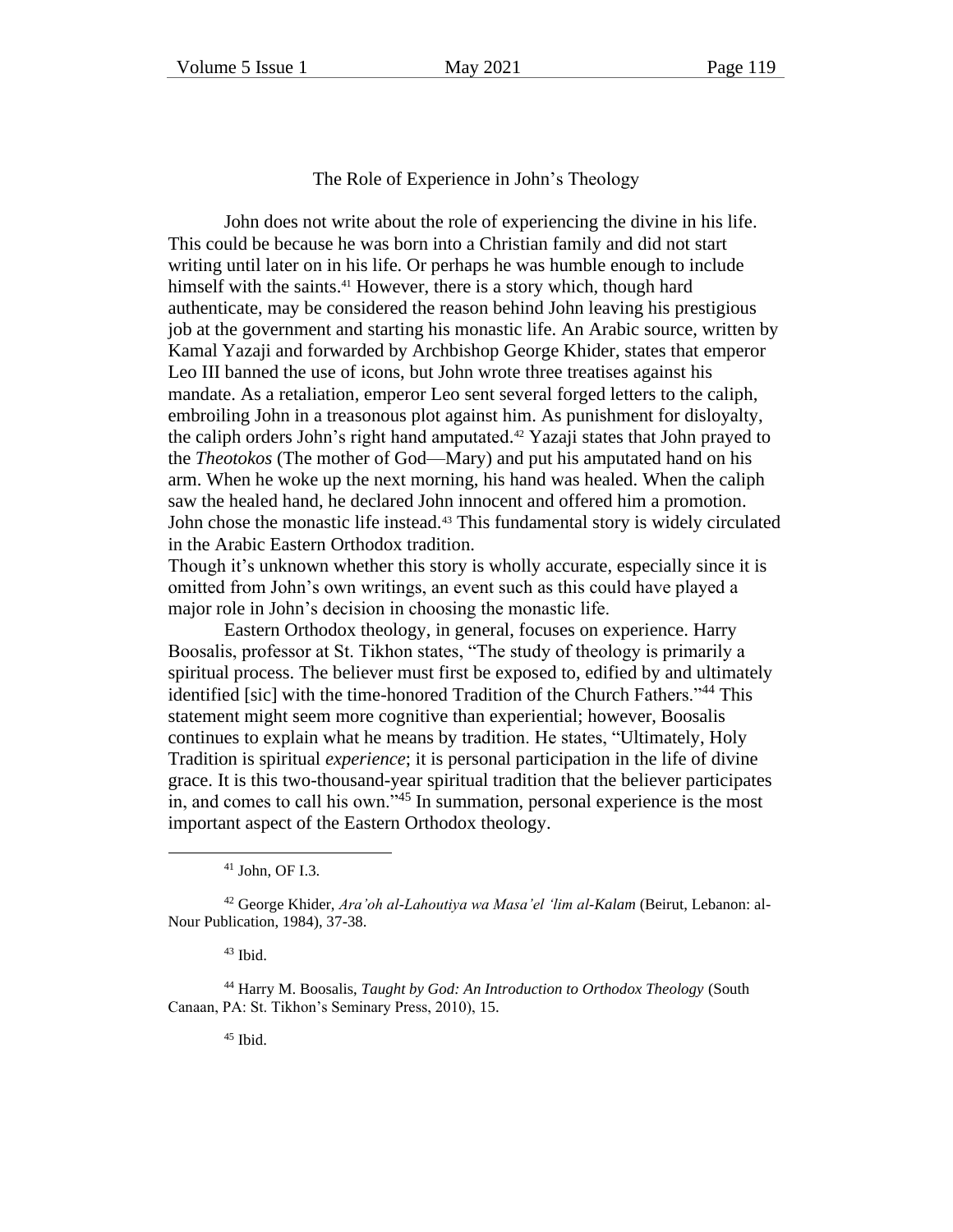## The Role of Experience in John's Theology

John does not write about the role of experiencing the divine in his life. This could be because he was born into a Christian family and did not start writing until later on in his life. Or perhaps he was humble enough to include himself with the saints.[41] However, there is a story which, though hard authenticate, may be considered the reason behind John leaving his prestigious job at the government and starting his monastic life. An Arabic source, written by Kamal Yazaji and forwarded by Archbishop George Khider, states that emperor Leo III banned the use of icons, but John wrote three treatises against his mandate. As a retaliation, emperor Leo sent several forged letters to the caliph, embroiling John in a treasonous plot against him. As punishment for disloyalty, the caliph orders John's right hand amputated.[42] Yazaji states that John prayed to the *Theotokos* (The mother of God—Mary) and put his amputated hand on his arm. When he woke up the next morning, his hand was healed. When the caliph saw the healed hand, he declared John innocent and offered him a promotion. John chose the monastic life instead.[43] This fundamental story is widely circulated in the Arabic Eastern Orthodox tradition.

Though it's unknown whether this story is wholly accurate, especially since it is omitted from John's own writings, an event such as this could have played a major role in John's decision in choosing the monastic life.

Eastern Orthodox theology, in general, focuses on experience. Harry Boosalis, professor at St. Tikhon states, "The study of theology is primarily a spiritual process. The believer must first be exposed to, edified by and ultimately identified [sic] with the time-honored Tradition of the Church Fathers."[44] This statement might seem more cognitive than experiential; however, Boosalis continues to explain what he means by tradition. He states, "Ultimately, Holy Tradition is spiritual *experience*; it is personal participation in the life of divine grace. It is this two-thousand-year spiritual tradition that the believer participates in, and comes to call his own."[45] In summation, personal experience is the most important aspect of the Eastern Orthodox theology.

---

[41] John, OF I.3.

[42] George Khider, *Ara'oh al-Lahoutiya wa Masa'el 'lim al-Kalam* (Beirut, Lebanon: al-Nour Publication, 1984), 37-38.

[43] Ibid.

[44] Harry M. Boosalis, *Taught by God: An Introduction to Orthodox Theology* (South Canaan, PA: St. Tikhon's Seminary Press, 2010), 15.

[45] Ibid.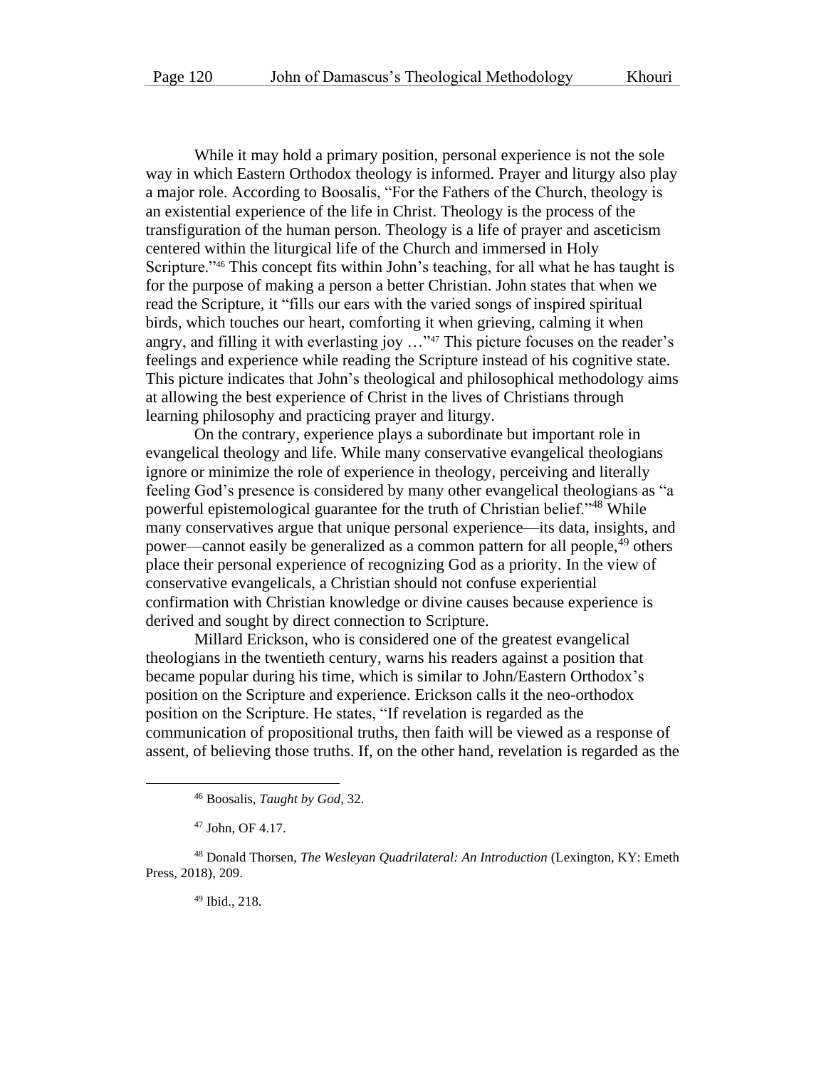While it may hold a primary position, personal experience is not the sole way in which Eastern Orthodox theology is informed. Prayer and liturgy also play a major role. According to Boosalis, "For the Fathers of the Church, theology is an existential experience of the life in Christ. Theology is the process of the transfiguration of the human person. Theology is a life of prayer and asceticism centered within the liturgical life of the Church and immersed in Holy Scripture."[46] This concept fits within John's teaching, for all what he has taught is for the purpose of making a person a better Christian. John states that when we read the Scripture, it "fills our ears with the varied songs of inspired spiritual birds, which touches our heart, comforting it when grieving, calming it when angry, and filling it with everlasting joy …"[47] This picture focuses on the reader's feelings and experience while reading the Scripture instead of his cognitive state. This picture indicates that John's theological and philosophical methodology aims at allowing the best experience of Christ in the lives of Christians through learning philosophy and practicing prayer and liturgy.

On the contrary, experience plays a subordinate but important role in evangelical theology and life. While many conservative evangelical theologians ignore or minimize the role of experience in theology, perceiving and literally feeling God's presence is considered by many other evangelical theologians as "a powerful epistemological guarantee for the truth of Christian belief."[48] While many conservatives argue that unique personal experience—its data, insights, and power—cannot easily be generalized as a common pattern for all people,[49] others place their personal experience of recognizing God as a priority. In the view of conservative evangelicals, a Christian should not confuse experiential confirmation with Christian knowledge or divine causes because experience is derived and sought by direct connection to Scripture.

Millard Erickson, who is considered one of the greatest evangelical theologians in the twentieth century, warns his readers against a position that became popular during his time, which is similar to John/Eastern Orthodox's position on the Scripture and experience. Erickson calls it the neo-orthodox position on the Scripture. He states, "If revelation is regarded as the communication of propositional truths, then faith will be viewed as a response of assent, of believing those truths. If, on the other hand, revelation is regarded as the

---

[46] Boosalis, *Taught by God*, 32.

[47] John, OF 4.17.

[48] Donald Thorsen, *The Wesleyan Quadrilateral: An Introduction* (Lexington, KY: Emeth Press, 2018), 209.

[49] Ibid., 218.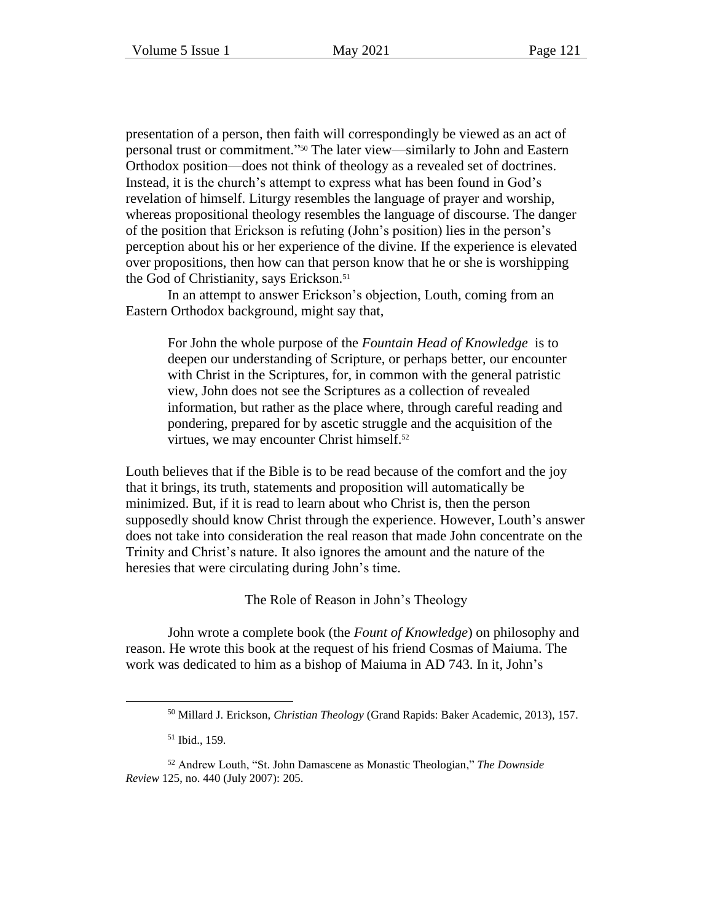presentation of a person, then faith will correspondingly be viewed as an act of personal trust or commitment."[50] The later view—similarly to John and Eastern Orthodox position—does not think of theology as a revealed set of doctrines. Instead, it is the church's attempt to express what has been found in God's revelation of himself. Liturgy resembles the language of prayer and worship, whereas propositional theology resembles the language of discourse. The danger of the position that Erickson is refuting (John's position) lies in the person's perception about his or her experience of the divine. If the experience is elevated over propositions, then how can that person know that he or she is worshipping the God of Christianity, says Erickson.[51]

In an attempt to answer Erickson's objection, Louth, coming from an Eastern Orthodox background, might say that,

> For John the whole purpose of the *Fountain Head of Knowledge* is to deepen our understanding of Scripture, or perhaps better, our encounter with Christ in the Scriptures, for, in common with the general patristic view, John does not see the Scriptures as a collection of revealed information, but rather as the place where, through careful reading and pondering, prepared for by ascetic struggle and the acquisition of the virtues, we may encounter Christ himself.[52]

Louth believes that if the Bible is to be read because of the comfort and the joy that it brings, its truth, statements and proposition will automatically be minimized. But, if it is read to learn about who Christ is, then the person supposedly should know Christ through the experience. However, Louth's answer does not take into consideration the real reason that made John concentrate on the Trinity and Christ's nature. It also ignores the amount and the nature of the heresies that were circulating during John's time.

## The Role of Reason in John's Theology

John wrote a complete book (the *Fount of Knowledge*) on philosophy and reason. He wrote this book at the request of his friend Cosmas of Maiuma. The work was dedicated to him as a bishop of Maiuma in AD 743. In it, John's

---

[50] Millard J. Erickson, *Christian Theology* (Grand Rapids: Baker Academic, 2013), 157.

[51] Ibid., 159.

[52] Andrew Louth, "St. John Damascene as Monastic Theologian," *The Downside Review* 125, no. 440 (July 2007): 205.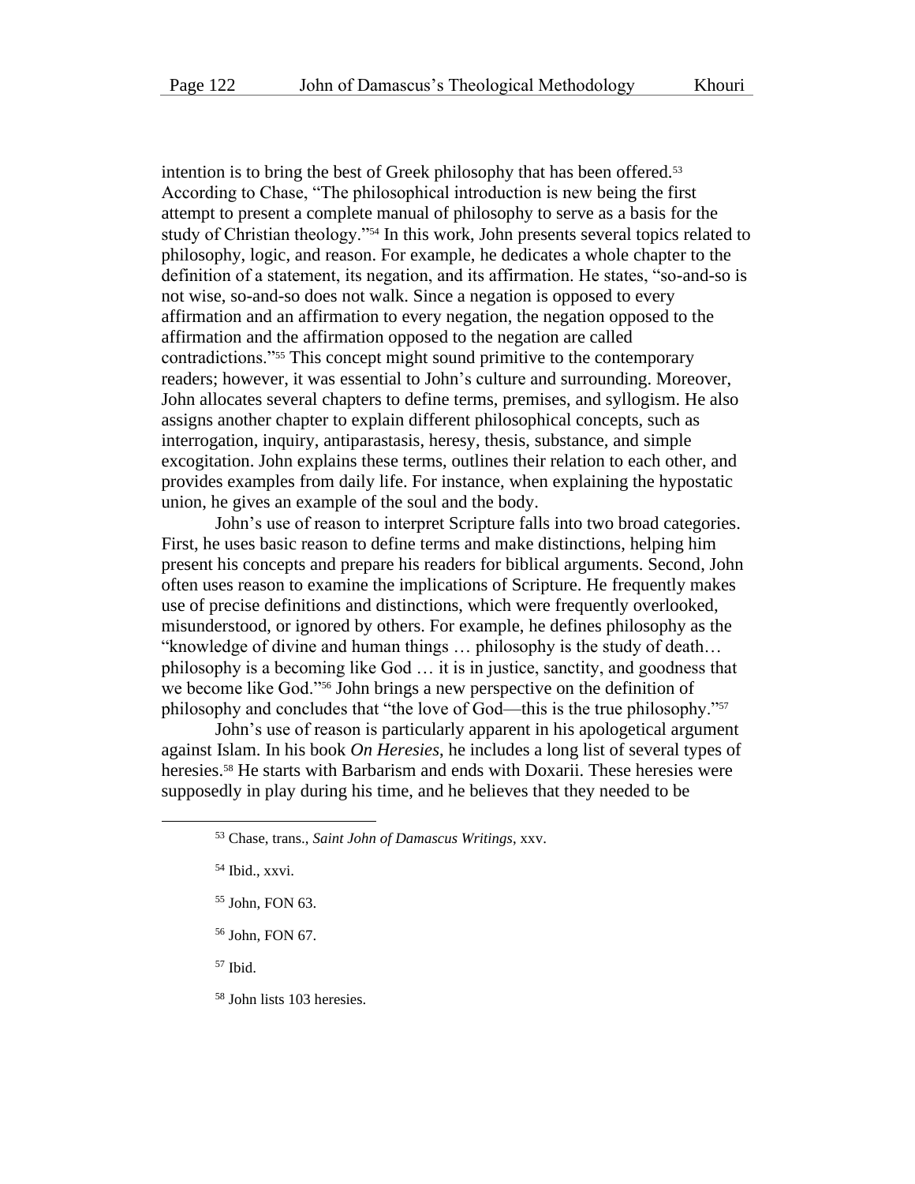intention is to bring the best of Greek philosophy that has been offered.[53] According to Chase, "The philosophical introduction is new being the first attempt to present a complete manual of philosophy to serve as a basis for the study of Christian theology."[54] In this work, John presents several topics related to philosophy, logic, and reason. For example, he dedicates a whole chapter to the definition of a statement, its negation, and its affirmation. He states, "so-and-so is not wise, so-and-so does not walk. Since a negation is opposed to every affirmation and an affirmation to every negation, the negation opposed to the affirmation and the affirmation opposed to the negation are called contradictions."[55] This concept might sound primitive to the contemporary readers; however, it was essential to John's culture and surrounding. Moreover, John allocates several chapters to define terms, premises, and syllogism. He also assigns another chapter to explain different philosophical concepts, such as interrogation, inquiry, antiparastasis, heresy, thesis, substance, and simple excogitation. John explains these terms, outlines their relation to each other, and provides examples from daily life. For instance, when explaining the hypostatic union, he gives an example of the soul and the body.

John's use of reason to interpret Scripture falls into two broad categories. First, he uses basic reason to define terms and make distinctions, helping him present his concepts and prepare his readers for biblical arguments. Second, John often uses reason to examine the implications of Scripture. He frequently makes use of precise definitions and distinctions, which were frequently overlooked, misunderstood, or ignored by others. For example, he defines philosophy as the "knowledge of divine and human things … philosophy is the study of death… philosophy is a becoming like God … it is in justice, sanctity, and goodness that we become like God."[56] John brings a new perspective on the definition of philosophy and concludes that "the love of God—this is the true philosophy."[57]

John's use of reason is particularly apparent in his apologetical argument against Islam. In his book *On Heresies*, he includes a long list of several types of heresies.[58] He starts with Barbarism and ends with Doxarii. These heresies were supposedly in play during his time, and he believes that they needed to be

---

[53] Chase, trans., *Saint John of Damascus Writings*, xxv.

[54] Ibid., xxvi.

[55] John, FON 63.

[56] John, FON 67.

[57] Ibid.

[58] John lists 103 heresies.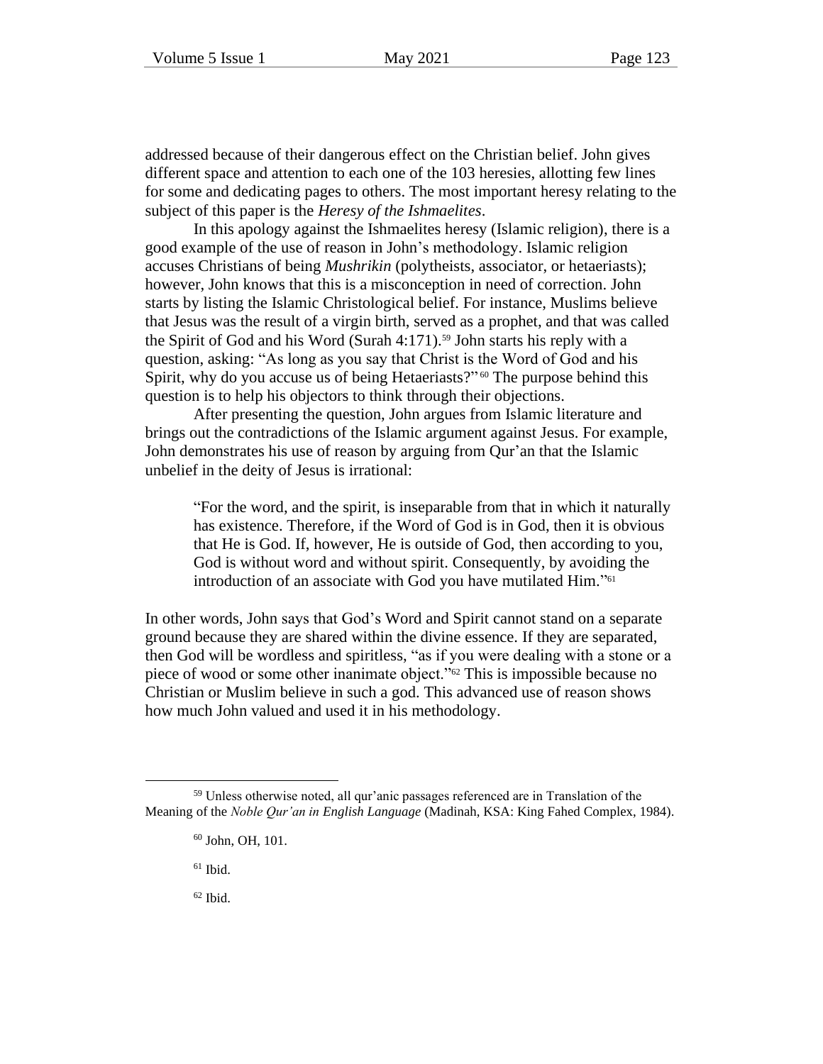addressed because of their dangerous effect on the Christian belief. John gives different space and attention to each one of the 103 heresies, allotting few lines for some and dedicating pages to others. The most important heresy relating to the subject of this paper is the *Heresy of the Ishmaelites*.

In this apology against the Ishmaelites heresy (Islamic religion), there is a good example of the use of reason in John's methodology. Islamic religion accuses Christians of being *Mushrikin* (polytheists, associator, or hetaeriasts); however, John knows that this is a misconception in need of correction. John starts by listing the Islamic Christological belief. For instance, Muslims believe that Jesus was the result of a virgin birth, served as a prophet, and that was called the Spirit of God and his Word (Surah 4:171).[59] John starts his reply with a question, asking: "As long as you say that Christ is the Word of God and his Spirit, why do you accuse us of being Hetaeriasts?"[60] The purpose behind this question is to help his objectors to think through their objections.

After presenting the question, John argues from Islamic literature and brings out the contradictions of the Islamic argument against Jesus. For example, John demonstrates his use of reason by arguing from Qur'an that the Islamic unbelief in the deity of Jesus is irrational:

> "For the word, and the spirit, is inseparable from that in which it naturally has existence. Therefore, if the Word of God is in God, then it is obvious that He is God. If, however, He is outside of God, then according to you, God is without word and without spirit. Consequently, by avoiding the introduction of an associate with God you have mutilated Him."[61]

In other words, John says that God's Word and Spirit cannot stand on a separate ground because they are shared within the divine essence. If they are separated, then God will be wordless and spiritless, "as if you were dealing with a stone or a piece of wood or some other inanimate object."[62] This is impossible because no Christian or Muslim believe in such a god. This advanced use of reason shows how much John valued and used it in his methodology.

---

[59] Unless otherwise noted, all qur'anic passages referenced are in Translation of the Meaning of the *Noble Qur'an in English Language* (Madinah, KSA: King Fahed Complex, 1984).

[60] John, OH, 101.

[61] Ibid.

[62] Ibid.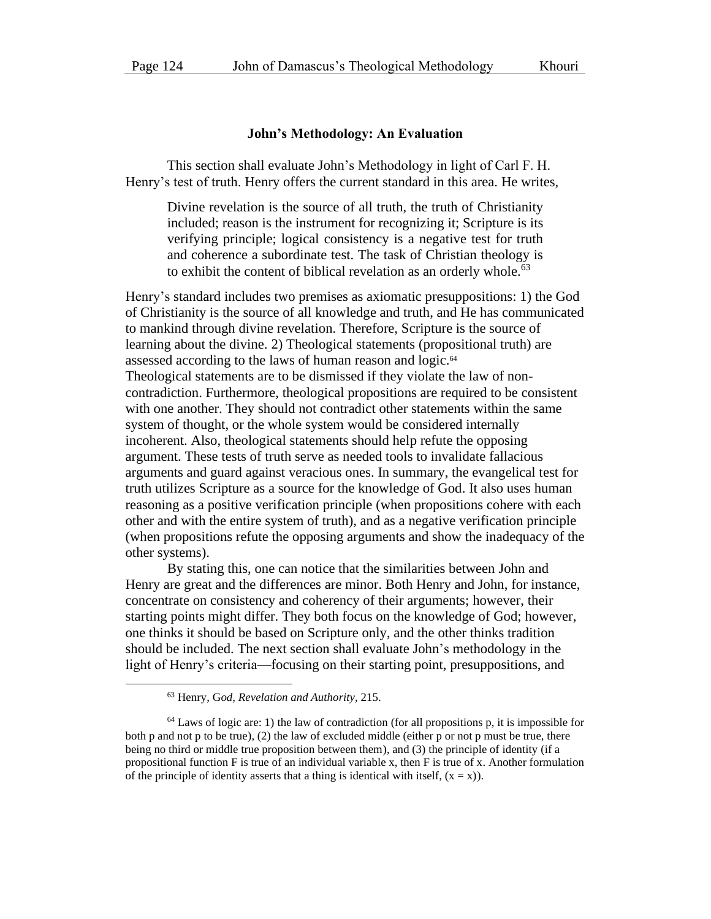### John's Methodology: An Evaluation

This section shall evaluate John's Methodology in light of Carl F. H. Henry's test of truth. Henry offers the current standard in this area. He writes,

> Divine revelation is the source of all truth, the truth of Christianity included; reason is the instrument for recognizing it; Scripture is its verifying principle; logical consistency is a negative test for truth and coherence a subordinate test. The task of Christian theology is to exhibit the content of biblical revelation as an orderly whole.[63]

Henry's standard includes two premises as axiomatic presuppositions: 1) the God of Christianity is the source of all knowledge and truth, and He has communicated to mankind through divine revelation. Therefore, Scripture is the source of learning about the divine. 2) Theological statements (propositional truth) are assessed according to the laws of human reason and logic.[64]
Theological statements are to be dismissed if they violate the law of non-contradiction. Furthermore, theological propositions are required to be consistent with one another. They should not contradict other statements within the same system of thought, or the whole system would be considered internally incoherent. Also, theological statements should help refute the opposing argument. These tests of truth serve as needed tools to invalidate fallacious arguments and guard against veracious ones. In summary, the evangelical test for truth utilizes Scripture as a source for the knowledge of God. It also uses human reasoning as a positive verification principle (when propositions cohere with each other and with the entire system of truth), and as a negative verification principle (when propositions refute the opposing arguments and show the inadequacy of the other systems).

By stating this, one can notice that the similarities between John and Henry are great and the differences are minor. Both Henry and John, for instance, concentrate on consistency and coherency of their arguments; however, their starting points might differ. They both focus on the knowledge of God; however, one thinks it should be based on Scripture only, and the other thinks tradition should be included. The next section shall evaluate John's methodology in the light of Henry's criteria—focusing on their starting point, presuppositions, and

---

[63] Henry, G*od, Revelation and Authority*, 215.

[64] Laws of logic are: 1) the law of contradiction (for all propositions p, it is impossible for both p and not p to be true), (2) the law of excluded middle (either p or not p must be true, there being no third or middle true proposition between them), and (3) the principle of identity (if a propositional function F is true of an individual variable x, then F is true of x. Another formulation of the principle of identity asserts that a thing is identical with itself, $(x = x)$).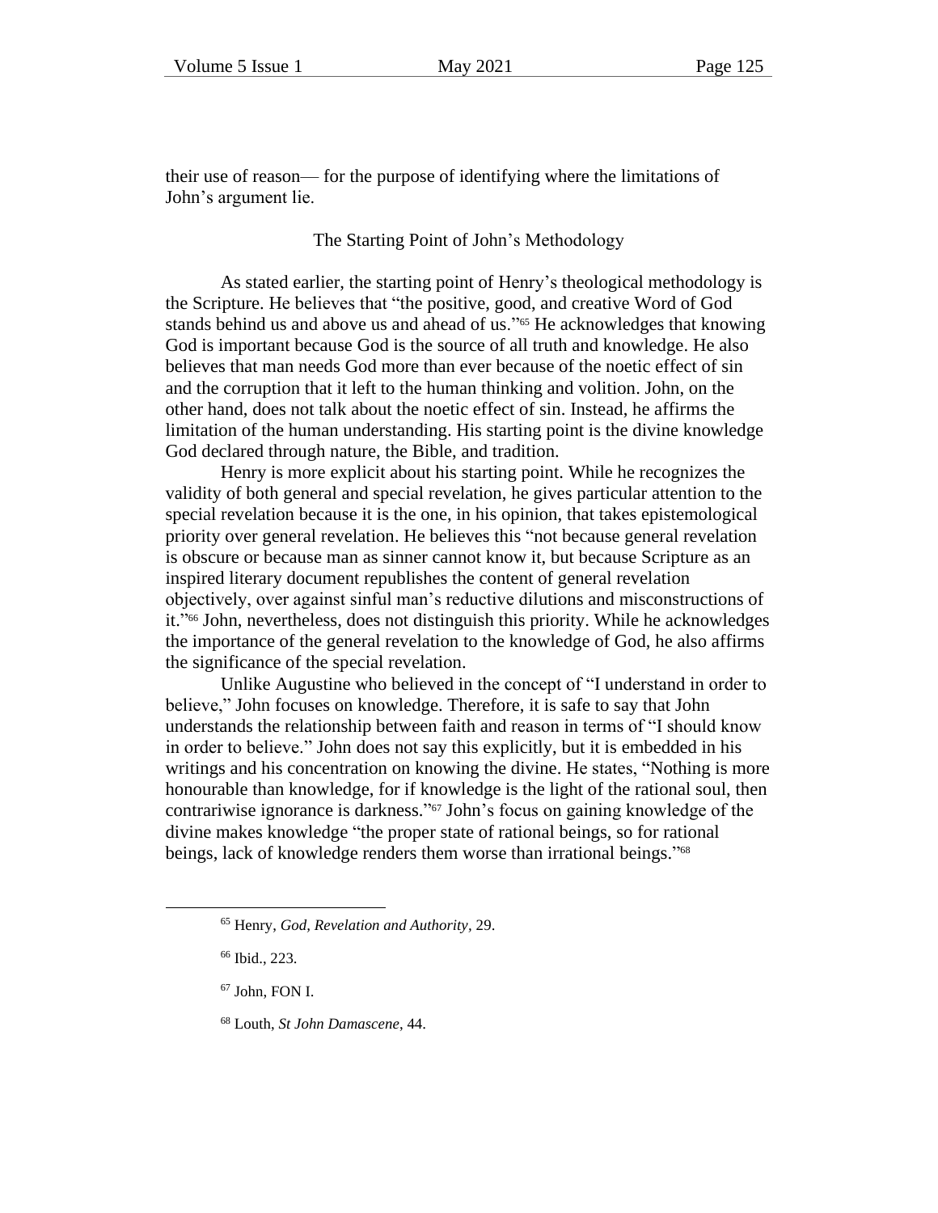their use of reason— for the purpose of identifying where the limitations of John's argument lie.

## The Starting Point of John's Methodology

As stated earlier, the starting point of Henry's theological methodology is the Scripture. He believes that "the positive, good, and creative Word of God stands behind us and above us and ahead of us."[65] He acknowledges that knowing God is important because God is the source of all truth and knowledge. He also believes that man needs God more than ever because of the noetic effect of sin and the corruption that it left to the human thinking and volition. John, on the other hand, does not talk about the noetic effect of sin. Instead, he affirms the limitation of the human understanding. His starting point is the divine knowledge God declared through nature, the Bible, and tradition.

Henry is more explicit about his starting point. While he recognizes the validity of both general and special revelation, he gives particular attention to the special revelation because it is the one, in his opinion, that takes epistemological priority over general revelation. He believes this "not because general revelation is obscure or because man as sinner cannot know it, but because Scripture as an inspired literary document republishes the content of general revelation objectively, over against sinful man's reductive dilutions and misconstructions of it."[66] John, nevertheless, does not distinguish this priority. While he acknowledges the importance of the general revelation to the knowledge of God, he also affirms the significance of the special revelation.

Unlike Augustine who believed in the concept of "I understand in order to believe," John focuses on knowledge. Therefore, it is safe to say that John understands the relationship between faith and reason in terms of "I should know in order to believe." John does not say this explicitly, but it is embedded in his writings and his concentration on knowing the divine. He states, "Nothing is more honourable than knowledge, for if knowledge is the light of the rational soul, then contrariwise ignorance is darkness."[67] John's focus on gaining knowledge of the divine makes knowledge "the proper state of rational beings, so for rational beings, lack of knowledge renders them worse than irrational beings."[68]

---

[65] Henry, *God, Revelation and Authority,* 29.

[66] Ibid., 223.

[67] John, FON I.

[68] Louth, *St John Damascene*, 44.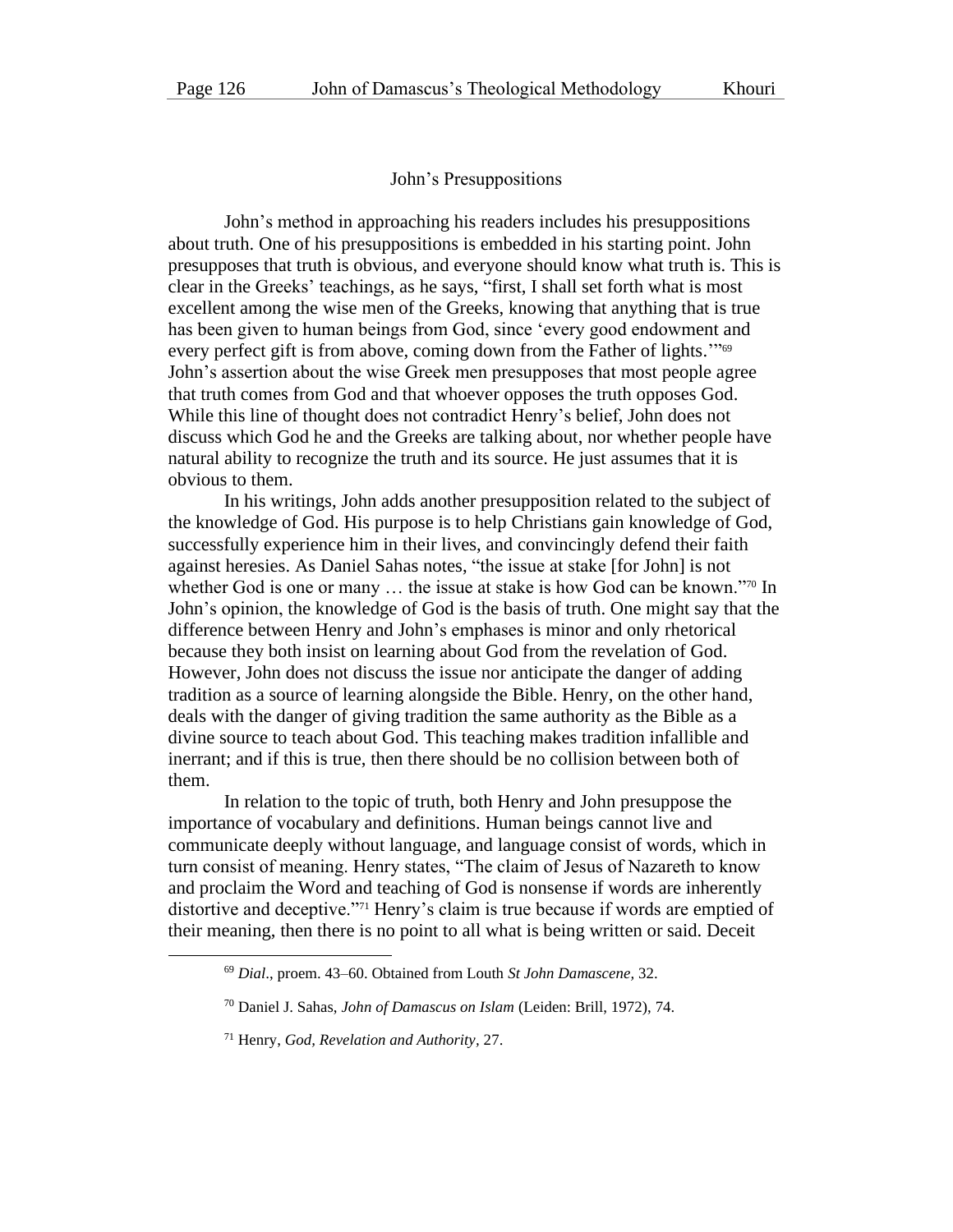## John's Presuppositions

John's method in approaching his readers includes his presuppositions about truth. One of his presuppositions is embedded in his starting point. John presupposes that truth is obvious, and everyone should know what truth is. This is clear in the Greeks' teachings, as he says, "first, I shall set forth what is most excellent among the wise men of the Greeks, knowing that anything that is true has been given to human beings from God, since 'every good endowment and every perfect gift is from above, coming down from the Father of lights.'"[69] John's assertion about the wise Greek men presupposes that most people agree that truth comes from God and that whoever opposes the truth opposes God. While this line of thought does not contradict Henry's belief, John does not discuss which God he and the Greeks are talking about, nor whether people have natural ability to recognize the truth and its source. He just assumes that it is obvious to them.

In his writings, John adds another presupposition related to the subject of the knowledge of God. His purpose is to help Christians gain knowledge of God, successfully experience him in their lives, and convincingly defend their faith against heresies. As Daniel Sahas notes, "the issue at stake [for John] is not whether God is one or many … the issue at stake is how God can be known."[70] In John's opinion, the knowledge of God is the basis of truth. One might say that the difference between Henry and John's emphases is minor and only rhetorical because they both insist on learning about God from the revelation of God. However, John does not discuss the issue nor anticipate the danger of adding tradition as a source of learning alongside the Bible. Henry, on the other hand, deals with the danger of giving tradition the same authority as the Bible as a divine source to teach about God. This teaching makes tradition infallible and inerrant; and if this is true, then there should be no collision between both of them.

In relation to the topic of truth, both Henry and John presuppose the importance of vocabulary and definitions. Human beings cannot live and communicate deeply without language, and language consist of words, which in turn consist of meaning. Henry states, "The claim of Jesus of Nazareth to know and proclaim the Word and teaching of God is nonsense if words are inherently distortive and deceptive."[71] Henry's claim is true because if words are emptied of their meaning, then there is no point to all what is being written or said. Deceit

---

[69] *Dial*., proem. 43–60. Obtained from Louth *St John Damascene*, 32.

[70] Daniel J. Sahas, *John of Damascus on Islam* (Leiden: Brill, 1972), 74.

[71] Henry, *God, Revelation and Authority*, 27.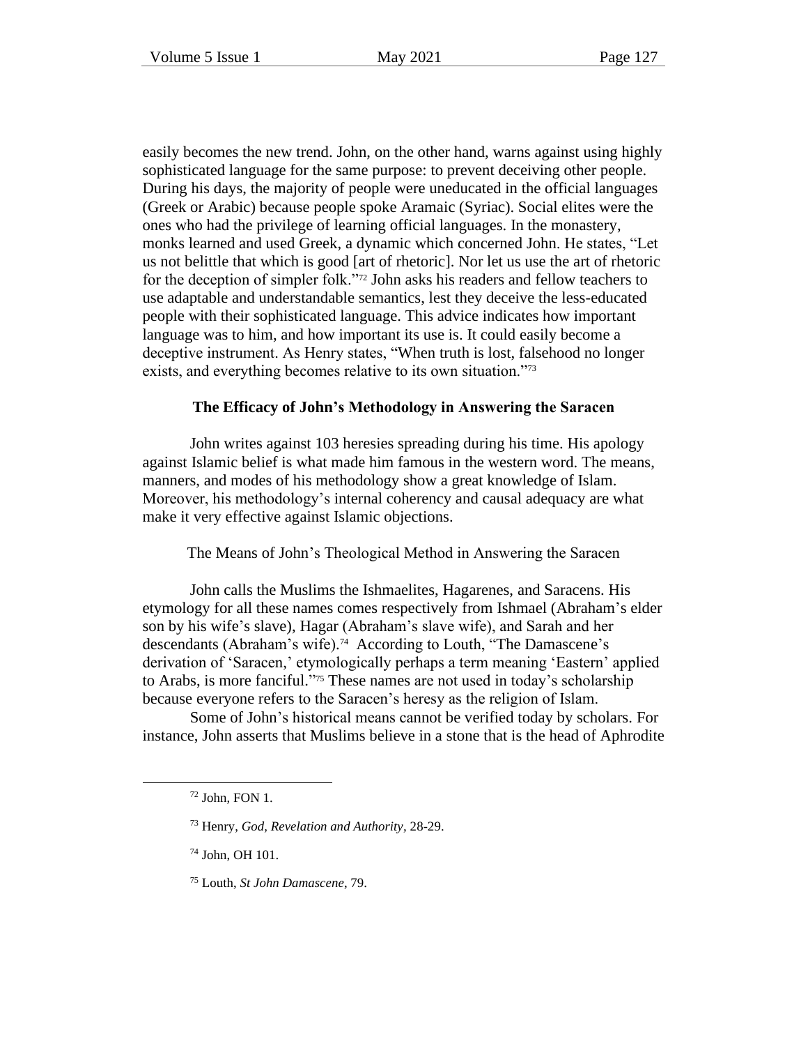easily becomes the new trend. John, on the other hand, warns against using highly sophisticated language for the same purpose: to prevent deceiving other people. During his days, the majority of people were uneducated in the official languages (Greek or Arabic) because people spoke Aramaic (Syriac). Social elites were the ones who had the privilege of learning official languages. In the monastery, monks learned and used Greek, a dynamic which concerned John. He states, "Let us not belittle that which is good [art of rhetoric]. Nor let us use the art of rhetoric for the deception of simpler folk."[72] John asks his readers and fellow teachers to use adaptable and understandable semantics, lest they deceive the less-educated people with their sophisticated language. This advice indicates how important language was to him, and how important its use is. It could easily become a deceptive instrument. As Henry states, "When truth is lost, falsehood no longer exists, and everything becomes relative to its own situation."[73]

## The Efficacy of John's Methodology in Answering the Saracen

John writes against 103 heresies spreading during his time. His apology against Islamic belief is what made him famous in the western word. The means, manners, and modes of his methodology show a great knowledge of Islam. Moreover, his methodology's internal coherency and causal adequacy are what make it very effective against Islamic objections.

### The Means of John's Theological Method in Answering the Saracen

John calls the Muslims the Ishmaelites, Hagarenes, and Saracens. His etymology for all these names comes respectively from Ishmael (Abraham's elder son by his wife's slave), Hagar (Abraham's slave wife), and Sarah and her descendants (Abraham's wife).[74] According to Louth, "The Damascene's derivation of 'Saracen,' etymologically perhaps a term meaning 'Eastern' applied to Arabs, is more fanciful."[75] These names are not used in today's scholarship because everyone refers to the Saracen's heresy as the religion of Islam.

Some of John's historical means cannot be verified today by scholars. For instance, John asserts that Muslims believe in a stone that is the head of Aphrodite

---

[72] John, FON 1.

[73] Henry, *God, Revelation and Authority*, 28-29.

[74] John, OH 101.

[75] Louth, *St John Damascene*, 79.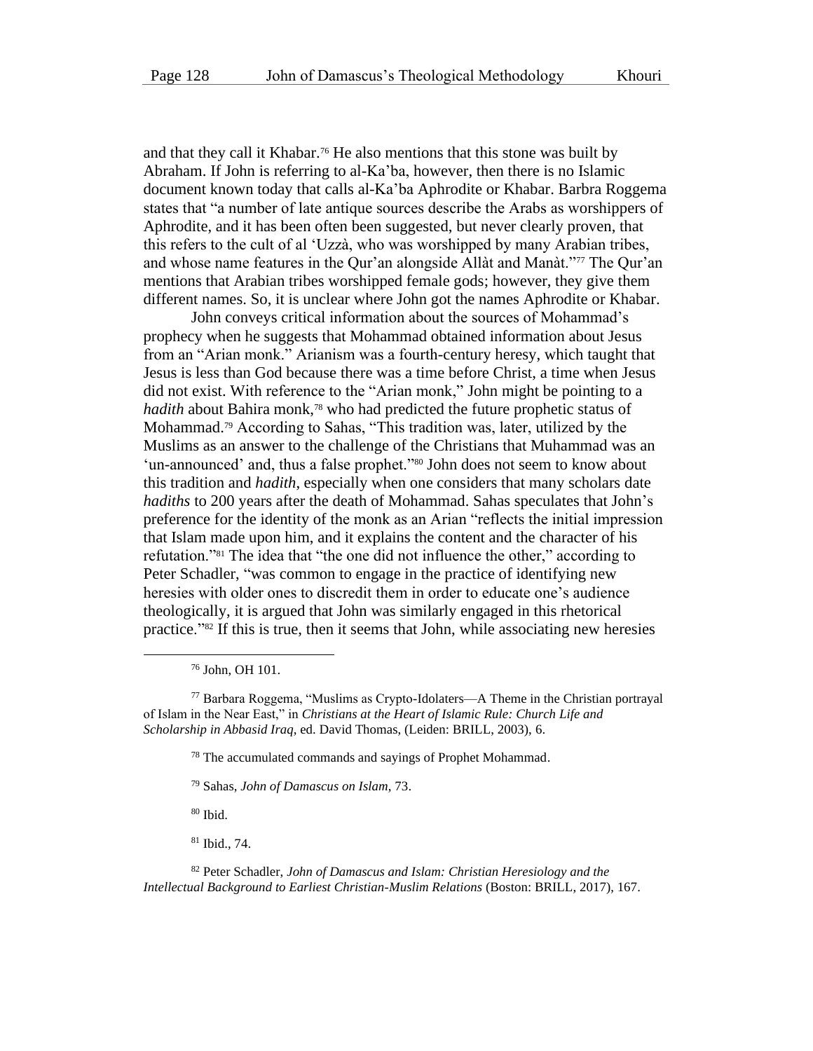and that they call it Khabar.[76] He also mentions that this stone was built by Abraham. If John is referring to al-Ka'ba, however, then there is no Islamic document known today that calls al-Ka'ba Aphrodite or Khabar. Barbra Roggema states that "a number of late antique sources describe the Arabs as worshippers of Aphrodite, and it has been often been suggested, but never clearly proven, that this refers to the cult of al 'Uzzà, who was worshipped by many Arabian tribes, and whose name features in the Qur'an alongside Allàt and Manàt."[77] The Qur'an mentions that Arabian tribes worshipped female gods; however, they give them different names. So, it is unclear where John got the names Aphrodite or Khabar.

John conveys critical information about the sources of Mohammad's prophecy when he suggests that Mohammad obtained information about Jesus from an "Arian monk." Arianism was a fourth-century heresy, which taught that Jesus is less than God because there was a time before Christ, a time when Jesus did not exist. With reference to the "Arian monk," John might be pointing to a *hadith* about Bahira monk,[78] who had predicted the future prophetic status of Mohammad.[79] According to Sahas, "This tradition was, later, utilized by the Muslims as an answer to the challenge of the Christians that Muhammad was an 'un-announced' and, thus a false prophet."[80] John does not seem to know about this tradition and *hadith*, especially when one considers that many scholars date *hadiths* to 200 years after the death of Mohammad. Sahas speculates that John's preference for the identity of the monk as an Arian "reflects the initial impression that Islam made upon him, and it explains the content and the character of his refutation."[81] The idea that "the one did not influence the other," according to Peter Schadler, "was common to engage in the practice of identifying new heresies with older ones to discredit them in order to educate one's audience theologically, it is argued that John was similarly engaged in this rhetorical practice."[82] If this is true, then it seems that John, while associating new heresies

[76] John, OH 101.

[77] Barbara Roggema, "Muslims as Crypto-Idolaters—A Theme in the Christian portrayal of Islam in the Near East," in *Christians at the Heart of Islamic Rule: Church Life and Scholarship in Abbasid Iraq*, ed. David Thomas, (Leiden: BRILL, 2003), 6.

[78] The accumulated commands and sayings of Prophet Mohammad.

[79] Sahas, *John of Damascus on Islam*, 73.

[80] Ibid.

[81] Ibid., 74.

[82] Peter Schadler, *John of Damascus and Islam: Christian Heresiology and the Intellectual Background to Earliest Christian-Muslim Relations* (Boston: BRILL, 2017), 167.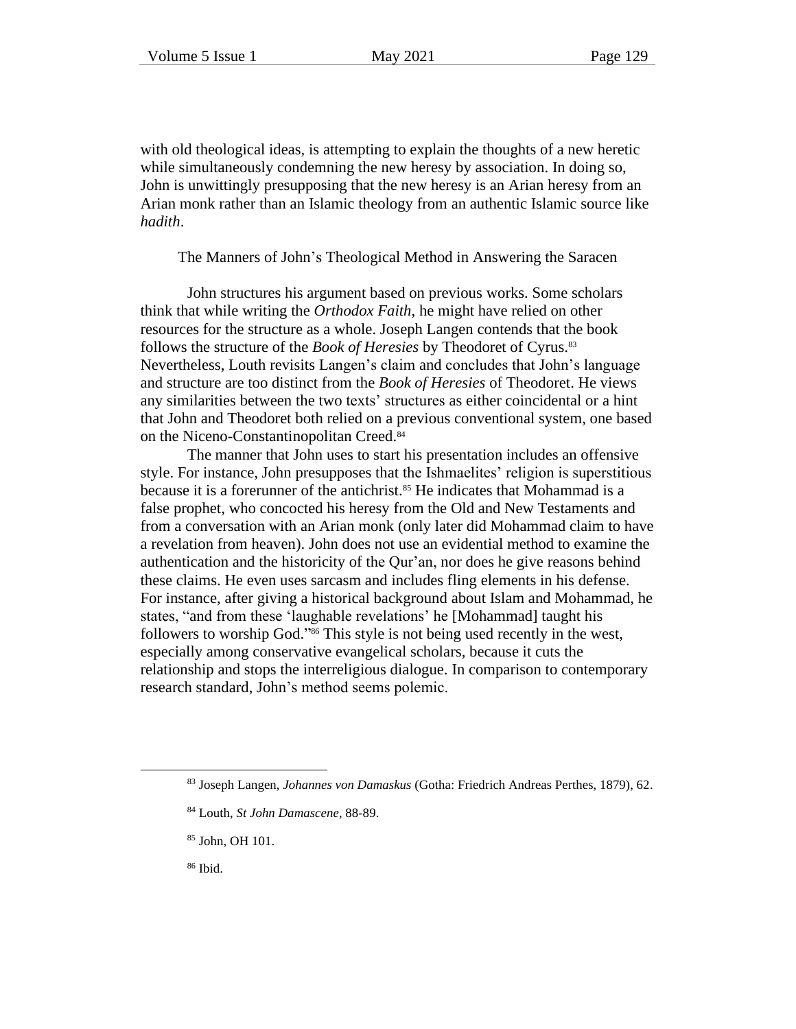with old theological ideas, is attempting to explain the thoughts of a new heretic while simultaneously condemning the new heresy by association. In doing so, John is unwittingly presupposing that the new heresy is an Arian heresy from an Arian monk rather than an Islamic theology from an authentic Islamic source like *hadith*.

## The Manners of John's Theological Method in Answering the Saracen

John structures his argument based on previous works. Some scholars think that while writing the *Orthodox Faith*, he might have relied on other resources for the structure as a whole. Joseph Langen contends that the book follows the structure of the *Book of Heresies* by Theodoret of Cyrus.[83] Nevertheless, Louth revisits Langen's claim and concludes that John's language and structure are too distinct from the *Book of Heresies* of Theodoret. He views any similarities between the two texts' structures as either coincidental or a hint that John and Theodoret both relied on a previous conventional system, one based on the Niceno-Constantinopolitan Creed.[84]

The manner that John uses to start his presentation includes an offensive style. For instance, John presupposes that the Ishmaelites' religion is superstitious because it is a forerunner of the antichrist.[85] He indicates that Mohammad is a false prophet, who concocted his heresy from the Old and New Testaments and from a conversation with an Arian monk (only later did Mohammad claim to have a revelation from heaven). John does not use an evidential method to examine the authentication and the historicity of the Qur'an, nor does he give reasons behind these claims. He even uses sarcasm and includes fling elements in his defense. For instance, after giving a historical background about Islam and Mohammad, he states, "and from these 'laughable revelations' he [Mohammad] taught his followers to worship God."[86] This style is not being used recently in the west, especially among conservative evangelical scholars, because it cuts the relationship and stops the interreligious dialogue. In comparison to contemporary research standard, John's method seems polemic.

---

[83] Joseph Langen, *Johannes von Damaskus* (Gotha: Friedrich Andreas Perthes, 1879), 62.

[84] Louth, *St John Damascene*, 88-89.

[85] John, OH 101.

[86] Ibid.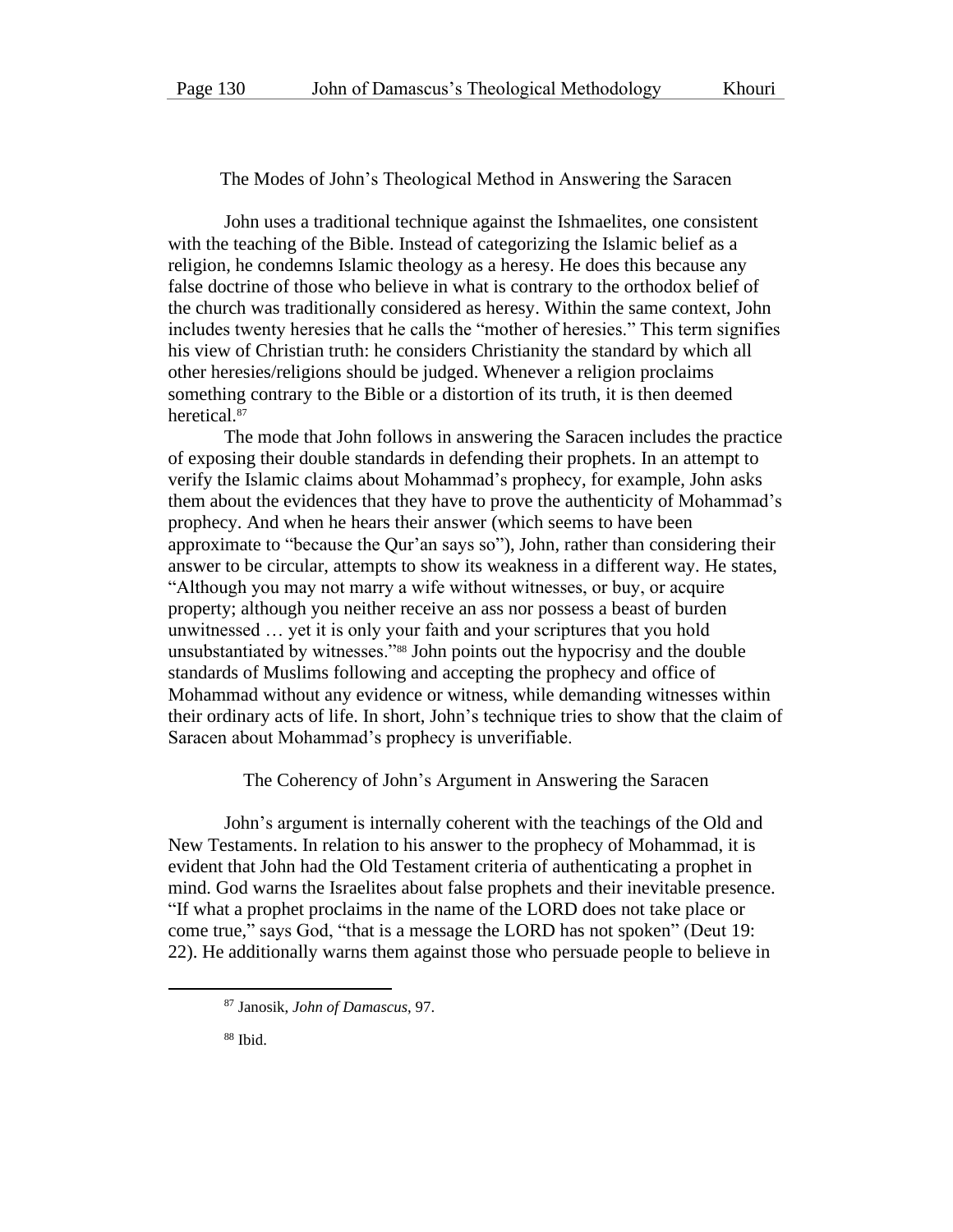## The Modes of John's Theological Method in Answering the Saracen

John uses a traditional technique against the Ishmaelites, one consistent with the teaching of the Bible. Instead of categorizing the Islamic belief as a religion, he condemns Islamic theology as a heresy. He does this because any false doctrine of those who believe in what is contrary to the orthodox belief of the church was traditionally considered as heresy. Within the same context, John includes twenty heresies that he calls the "mother of heresies." This term signifies his view of Christian truth: he considers Christianity the standard by which all other heresies/religions should be judged. Whenever a religion proclaims something contrary to the Bible or a distortion of its truth, it is then deemed heretical.[87]

The mode that John follows in answering the Saracen includes the practice of exposing their double standards in defending their prophets. In an attempt to verify the Islamic claims about Mohammad's prophecy, for example, John asks them about the evidences that they have to prove the authenticity of Mohammad's prophecy. And when he hears their answer (which seems to have been approximate to "because the Qur'an says so"), John, rather than considering their answer to be circular, attempts to show its weakness in a different way. He states, "Although you may not marry a wife without witnesses, or buy, or acquire property; although you neither receive an ass nor possess a beast of burden unwitnessed … yet it is only your faith and your scriptures that you hold unsubstantiated by witnesses."[88] John points out the hypocrisy and the double standards of Muslims following and accepting the prophecy and office of Mohammad without any evidence or witness, while demanding witnesses within their ordinary acts of life. In short, John's technique tries to show that the claim of Saracen about Mohammad's prophecy is unverifiable.

## The Coherency of John's Argument in Answering the Saracen

John's argument is internally coherent with the teachings of the Old and New Testaments. In relation to his answer to the prophecy of Mohammad, it is evident that John had the Old Testament criteria of authenticating a prophet in mind. God warns the Israelites about false prophets and their inevitable presence. "If what a prophet proclaims in the name of the LORD does not take place or come true," says God, "that is a message the LORD has not spoken" (Deut 19: 22). He additionally warns them against those who persuade people to believe in

---

[87] Janosik, *John of Damascus,* 97.

[88] Ibid.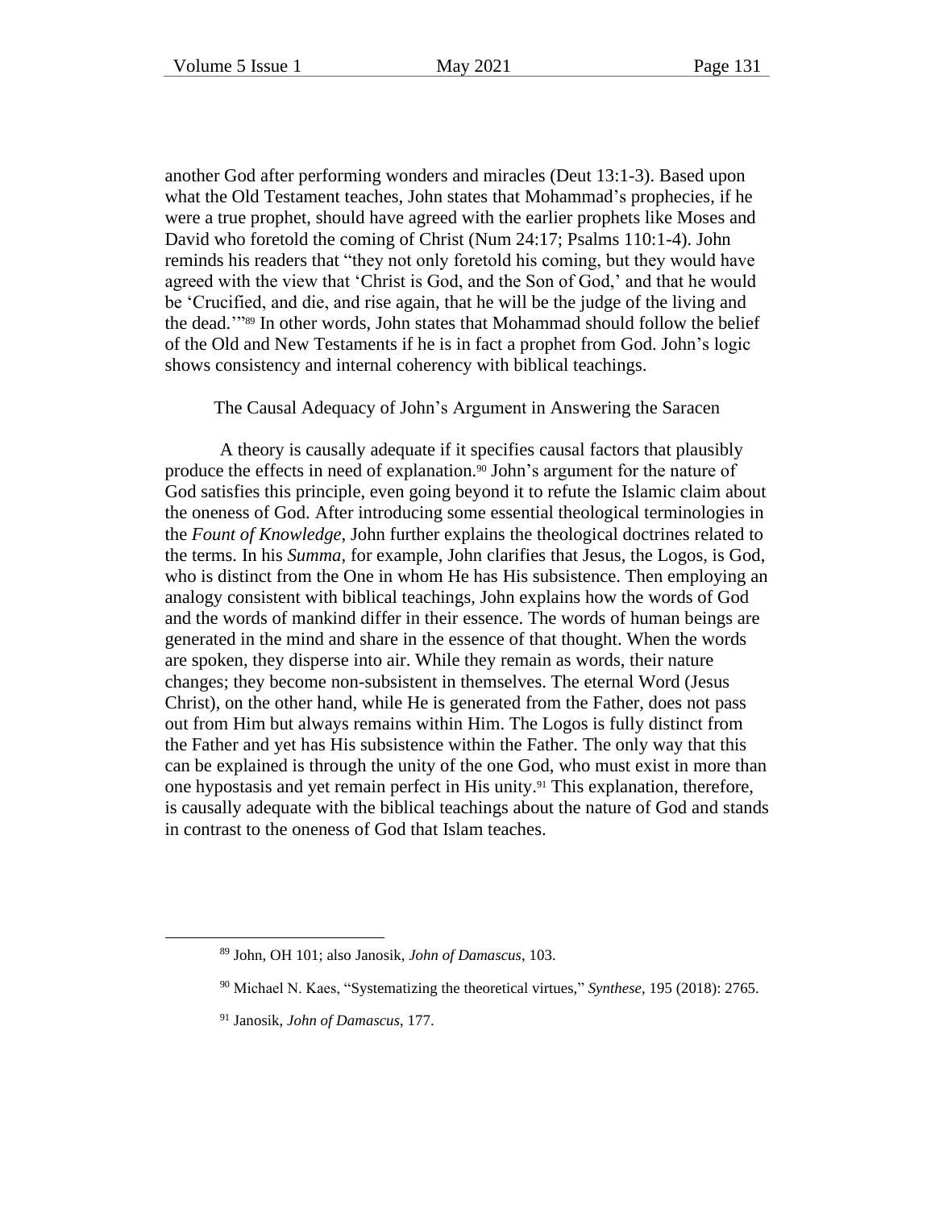another God after performing wonders and miracles (Deut 13:1-3). Based upon what the Old Testament teaches, John states that Mohammad's prophecies, if he were a true prophet, should have agreed with the earlier prophets like Moses and David who foretold the coming of Christ (Num 24:17; Psalms 110:1-4). John reminds his readers that "they not only foretold his coming, but they would have agreed with the view that 'Christ is God, and the Son of God,' and that he would be 'Crucified, and die, and rise again, that he will be the judge of the living and the dead.'"[89] In other words, John states that Mohammad should follow the belief of the Old and New Testaments if he is in fact a prophet from God. John's logic shows consistency and internal coherency with biblical teachings.

## The Causal Adequacy of John's Argument in Answering the Saracen

A theory is causally adequate if it specifies causal factors that plausibly produce the effects in need of explanation.[90] John's argument for the nature of God satisfies this principle, even going beyond it to refute the Islamic claim about the oneness of God. After introducing some essential theological terminologies in the *Fount of Knowledge*, John further explains the theological doctrines related to the terms. In his *Summa*, for example, John clarifies that Jesus, the Logos, is God, who is distinct from the One in whom He has His subsistence. Then employing an analogy consistent with biblical teachings, John explains how the words of God and the words of mankind differ in their essence. The words of human beings are generated in the mind and share in the essence of that thought. When the words are spoken, they disperse into air. While they remain as words, their nature changes; they become non-subsistent in themselves. The eternal Word (Jesus Christ), on the other hand, while He is generated from the Father, does not pass out from Him but always remains within Him. The Logos is fully distinct from the Father and yet has His subsistence within the Father. The only way that this can be explained is through the unity of the one God, who must exist in more than one hypostasis and yet remain perfect in His unity.[91] This explanation, therefore, is causally adequate with the biblical teachings about the nature of God and stands in contrast to the oneness of God that Islam teaches.

---

[89] John, OH 101; also Janosik, *John of Damascus*, 103.

[90] Michael N. Kaes, "Systematizing the theoretical virtues," *Synthese*, 195 (2018): 2765.

[91] Janosik, *John of Damascus*, 177.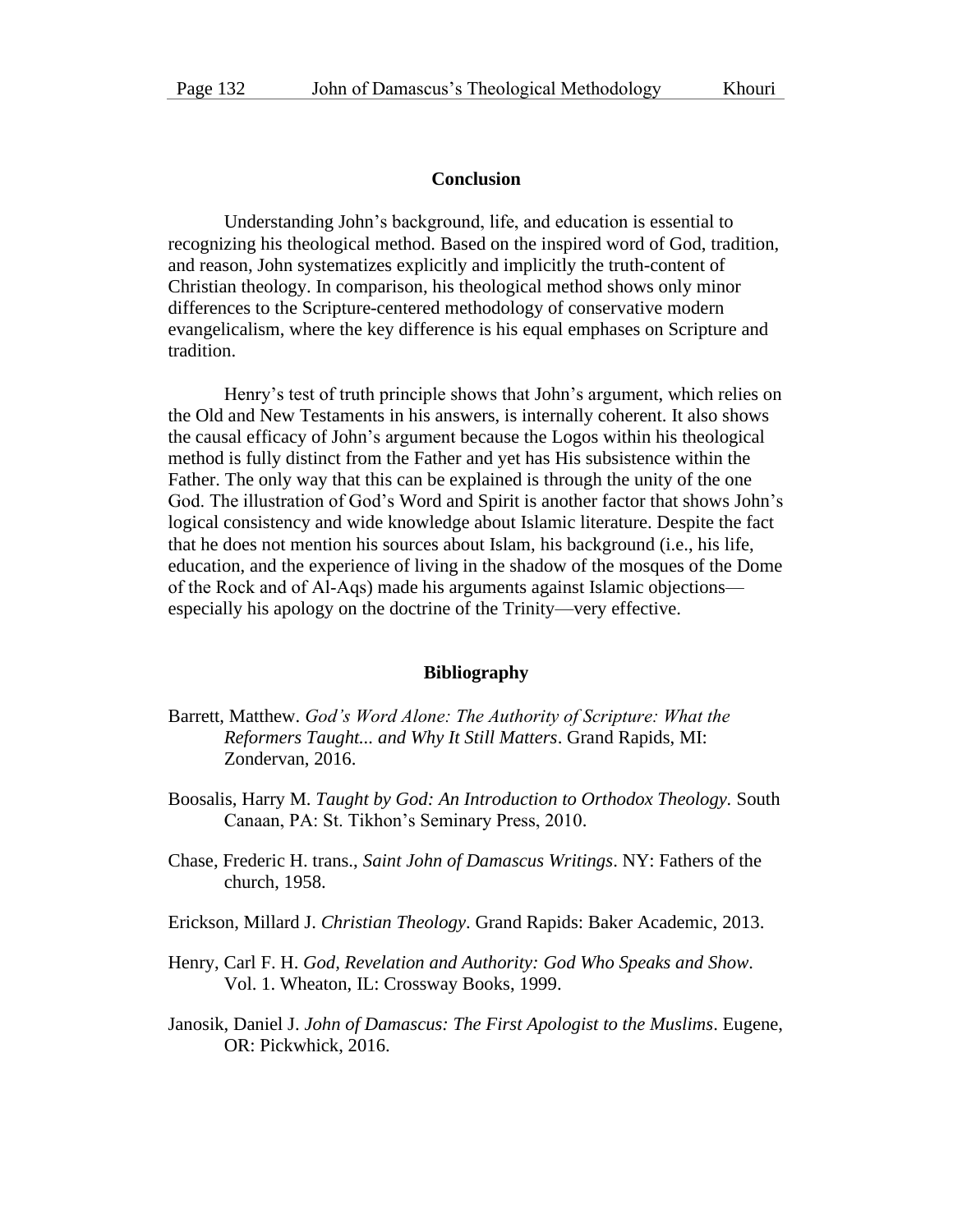## Conclusion

Understanding John's background, life, and education is essential to recognizing his theological method. Based on the inspired word of God, tradition, and reason, John systematizes explicitly and implicitly the truth-content of Christian theology. In comparison, his theological method shows only minor differences to the Scripture-centered methodology of conservative modern evangelicalism, where the key difference is his equal emphases on Scripture and tradition.

Henry's test of truth principle shows that John's argument, which relies on the Old and New Testaments in his answers, is internally coherent. It also shows the causal efficacy of John's argument because the Logos within his theological method is fully distinct from the Father and yet has His subsistence within the Father. The only way that this can be explained is through the unity of the one God. The illustration of God's Word and Spirit is another factor that shows John's logical consistency and wide knowledge about Islamic literature. Despite the fact that he does not mention his sources about Islam, his background (i.e., his life, education, and the experience of living in the shadow of the mosques of the Dome of the Rock and of Al-Aqs) made his arguments against Islamic objections—especially his apology on the doctrine of the Trinity—very effective.

## Bibliography

Barrett, Matthew. *God's Word Alone: The Authority of Scripture: What the Reformers Taught... and Why It Still Matters*. Grand Rapids, MI: Zondervan, 2016.

Boosalis, Harry M. *Taught by God: An Introduction to Orthodox Theology.* South Canaan, PA: St. Tikhon's Seminary Press, 2010.

Chase, Frederic H. trans., *Saint John of Damascus Writings*. NY: Fathers of the church, 1958.

Erickson, Millard J. *Christian Theology*. Grand Rapids: Baker Academic, 2013.

Henry, Carl F. H. *God, Revelation and Authority: God Who Speaks and Show*. Vol. 1. Wheaton, IL: Crossway Books, 1999.

Janosik, Daniel J. *John of Damascus: The First Apologist to the Muslims*. Eugene, OR: Pickwhick, 2016.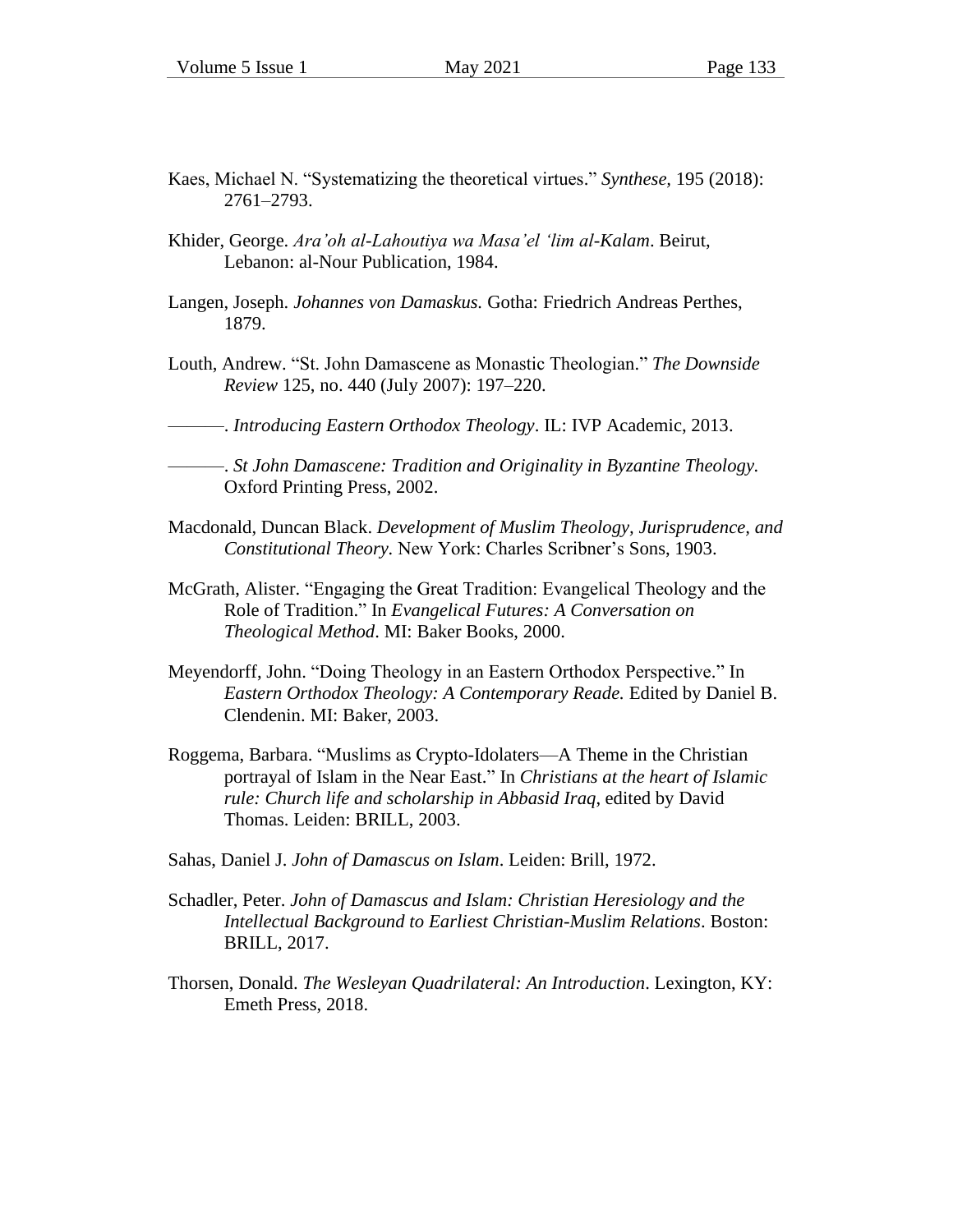Kaes, Michael N. “Systematizing the theoretical virtues.” *Synthese,* 195 (2018): 2761–2793.

Khider, George. *Ara’oh al-Lahoutiya wa Masa’el ‘lim al-Kalam*. Beirut, Lebanon: al-Nour Publication, 1984.

Langen, Joseph. *Johannes von Damaskus.* Gotha: Friedrich Andreas Perthes, 1879.

Louth, Andrew. “St. John Damascene as Monastic Theologian.” *The Downside Review* 125, no. 440 (July 2007): 197–220.

———. *Introducing Eastern Orthodox Theology*. IL: IVP Academic, 2013.

———. *St John Damascene: Tradition and Originality in Byzantine Theology.* Oxford Printing Press, 2002.

Macdonald, Duncan Black. *Development of Muslim Theology, Jurisprudence, and Constitutional Theory.* New York: Charles Scribner’s Sons, 1903.

McGrath, Alister. “Engaging the Great Tradition: Evangelical Theology and the Role of Tradition.” In *Evangelical Futures: A Conversation on Theological Method*. MI: Baker Books, 2000.

Meyendorff, John. “Doing Theology in an Eastern Orthodox Perspective.” In *Eastern Orthodox Theology: A Contemporary Reade.* Edited by Daniel B. Clendenin. MI: Baker, 2003.

Roggema, Barbara. “Muslims as Crypto-Idolaters—A Theme in the Christian portrayal of Islam in the Near East.” In *Christians at the heart of Islamic rule: Church life and scholarship in Abbasid Iraq*, edited by David Thomas. Leiden: BRILL, 2003.

Sahas, Daniel J. *John of Damascus on Islam*. Leiden: Brill, 1972.

Schadler, Peter. *John of Damascus and Islam: Christian Heresiology and the Intellectual Background to Earliest Christian-Muslim Relations*. Boston: BRILL, 2017.

Thorsen, Donald. *The Wesleyan Quadrilateral: An Introduction*. Lexington, KY: Emeth Press, 2018.